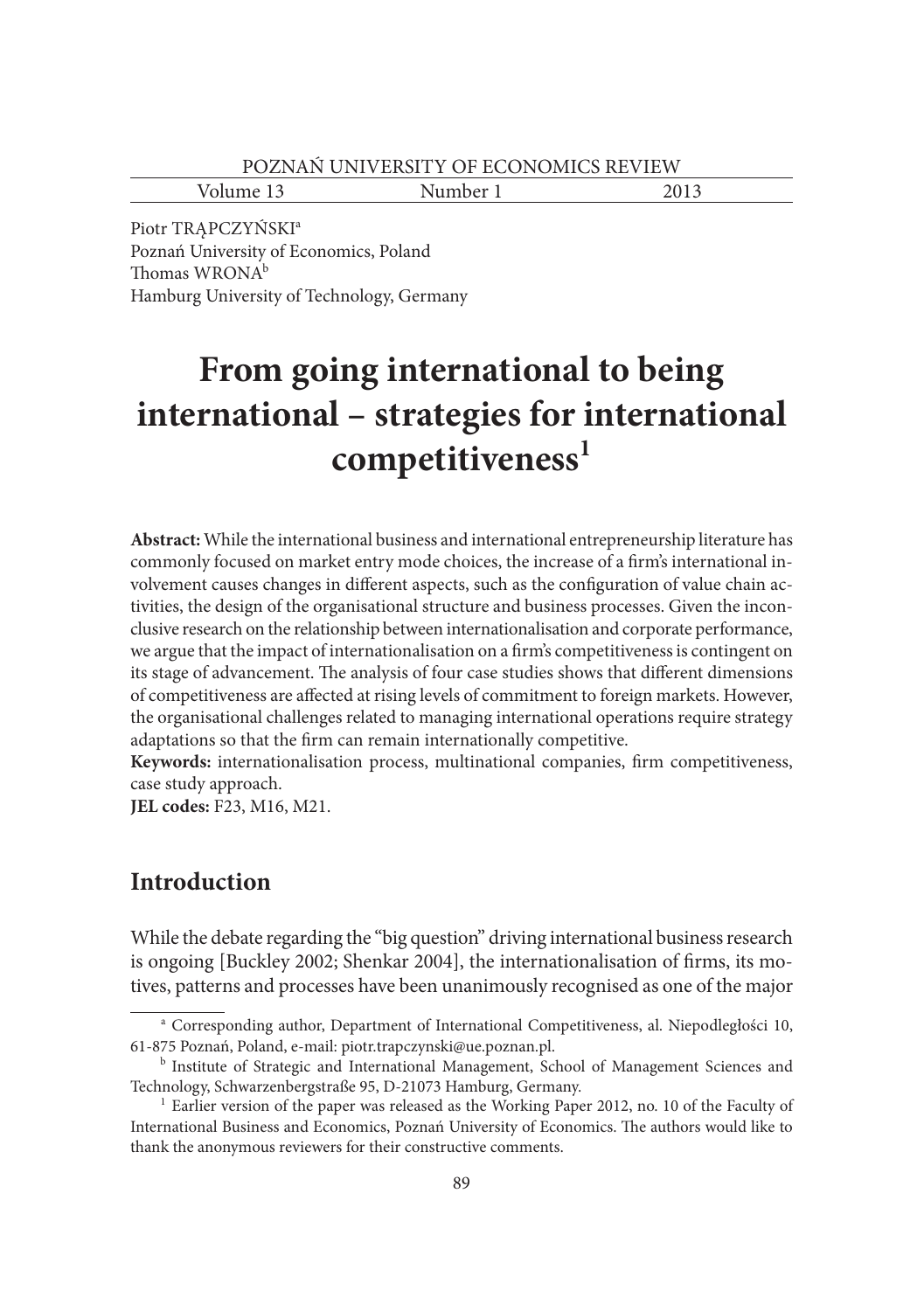Piotr TRĄPCZYŃSKI[a]
Poznań University of Economics, Poland
Thomas WRONA[b]
Hamburg University of Technology, Germany

# From going international to being international – strategies for international competitiveness[1]

**Abstract:** While the international business and international entrepreneurship literature has commonly focused on market entry mode choices, the increase of a firm's international involvement causes changes in different aspects, such as the configuration of value chain activities, the design of the organisational structure and business processes. Given the inconclusive research on the relationship between internationalisation and corporate performance, we argue that the impact of internationalisation on a firm's competitiveness is contingent on its stage of advancement. The analysis of four case studies shows that different dimensions of competitiveness are affected at rising levels of commitment to foreign markets. However, the organisational challenges related to managing international operations require strategy adaptations so that the firm can remain internationally competitive.

**Keywords:** internationalisation process, multinational companies, firm competitiveness, case study approach.

**JEL codes:** F23, M16, M21.

## Introduction

While the debate regarding the "big question" driving international business research is ongoing [Buckley 2002; Shenkar 2004], the internationalisation of firms, its motives, patterns and processes have been unanimously recognised as one of the major

---

[a] Corresponding author, Department of International Competitiveness, al. Niepodległości 10, 61-875 Poznań, Poland, e-mail: piotr.trapczynski@ue.poznan.pl.

[b] Institute of Strategic and International Management, School of Management Sciences and Technology, Schwarzenbergstraße 95, D-21073 Hamburg, Germany.

[1] Earlier version of the paper was released as the Working Paper 2012, no. 10 of the Faculty of International Business and Economics, Poznań University of Economics. The authors would like to thank the anonymous reviewers for their constructive comments.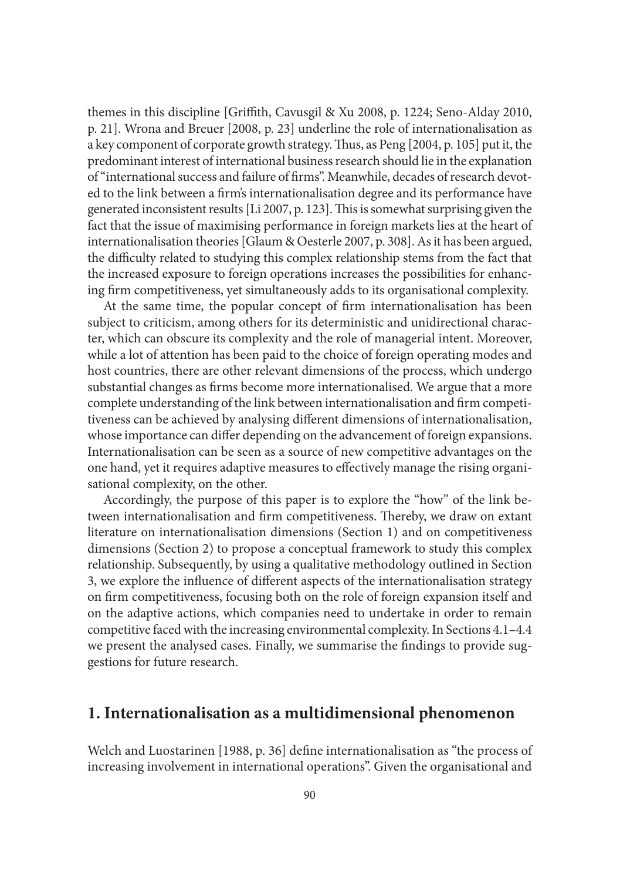themes in this discipline [Griffith, Cavusgil & Xu 2008, p. 1224; Seno-Alday 2010, p. 21]. Wrona and Breuer [2008, p. 23] underline the role of internationalisation as a key component of corporate growth strategy. Thus, as Peng [2004, p. 105] put it, the predominant interest of international business research should lie in the explanation of "international success and failure of firms". Meanwhile, decades of research devoted to the link between a firm's internationalisation degree and its performance have generated inconsistent results [Li 2007, p. 123]. This is somewhat surprising given the fact that the issue of maximising performance in foreign markets lies at the heart of internationalisation theories [Glaum & Oesterle 2007, p. 308]. As it has been argued, the difficulty related to studying this complex relationship stems from the fact that the increased exposure to foreign operations increases the possibilities for enhancing firm competitiveness, yet simultaneously adds to its organisational complexity.

At the same time, the popular concept of firm internationalisation has been subject to criticism, among others for its deterministic and unidirectional character, which can obscure its complexity and the role of managerial intent. Moreover, while a lot of attention has been paid to the choice of foreign operating modes and host countries, there are other relevant dimensions of the process, which undergo substantial changes as firms become more internationalised. We argue that a more complete understanding of the link between internationalisation and firm competitiveness can be achieved by analysing different dimensions of internationalisation, whose importance can differ depending on the advancement of foreign expansions. Internationalisation can be seen as a source of new competitive advantages on the one hand, yet it requires adaptive measures to effectively manage the rising organisational complexity, on the other.

Accordingly, the purpose of this paper is to explore the "how" of the link between internationalisation and firm competitiveness. Thereby, we draw on extant literature on internationalisation dimensions (Section 1) and on competitiveness dimensions (Section 2) to propose a conceptual framework to study this complex relationship. Subsequently, by using a qualitative methodology outlined in Section 3, we explore the influence of different aspects of the internationalisation strategy on firm competitiveness, focusing both on the role of foreign expansion itself and on the adaptive actions, which companies need to undertake in order to remain competitive faced with the increasing environmental complexity. In Sections 4.1–4.4 we present the analysed cases. Finally, we summarise the findings to provide suggestions for future research.

## 1. Internationalisation as a multidimensional phenomenon

Welch and Luostarinen [1988, p. 36] define internationalisation as "the process of increasing involvement in international operations". Given the organisational and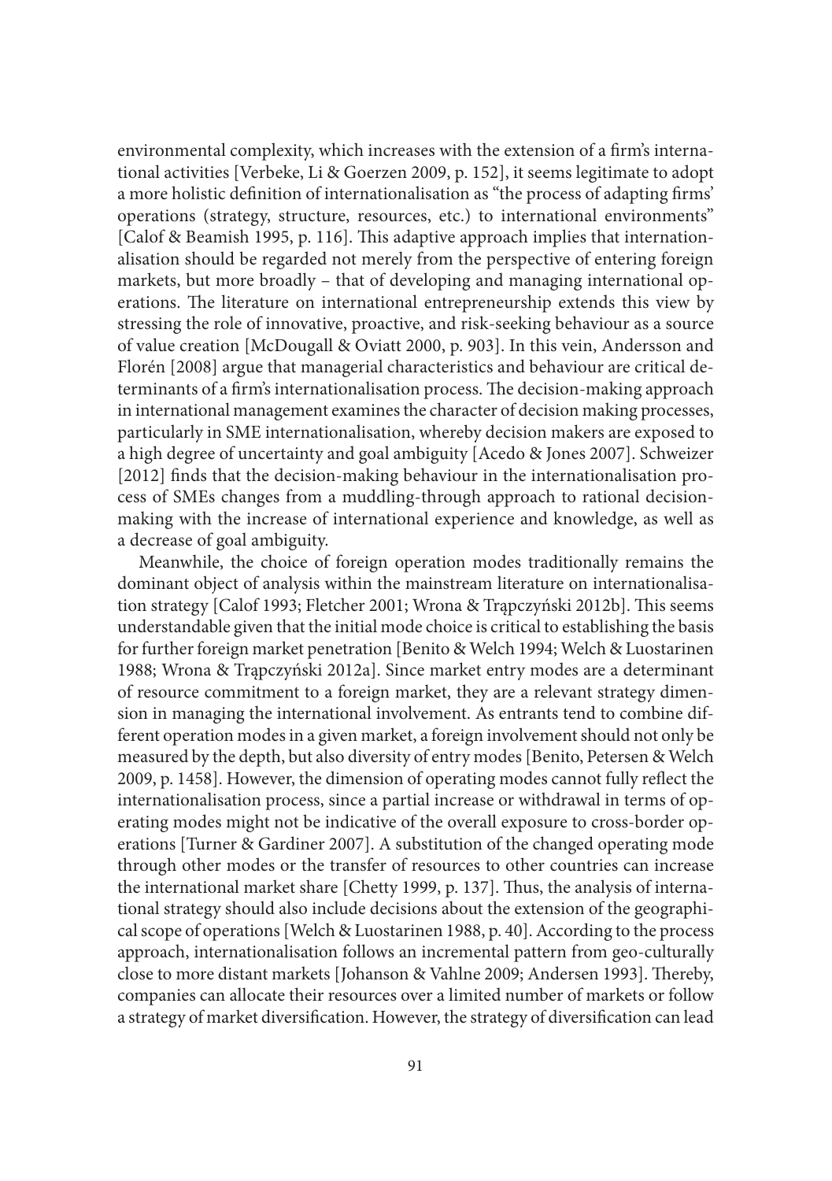environmental complexity, which increases with the extension of a firm's international activities [Verbeke, Li & Goerzen 2009, p. 152], it seems legitimate to adopt a more holistic definition of internationalisation as "the process of adapting firms' operations (strategy, structure, resources, etc.) to international environments" [Calof & Beamish 1995, p. 116]. This adaptive approach implies that internationalisation should be regarded not merely from the perspective of entering foreign markets, but more broadly – that of developing and managing international operations. The literature on international entrepreneurship extends this view by stressing the role of innovative, proactive, and risk-seeking behaviour as a source of value creation [McDougall & Oviatt 2000, p. 903]. In this vein, Andersson and Florén [2008] argue that managerial characteristics and behaviour are critical determinants of a firm's internationalisation process. The decision-making approach in international management examines the character of decision making processes, particularly in SME internationalisation, whereby decision makers are exposed to a high degree of uncertainty and goal ambiguity [Acedo & Jones 2007]. Schweizer [2012] finds that the decision-making behaviour in the internationalisation process of SMEs changes from a muddling-through approach to rational decision-making with the increase of international experience and knowledge, as well as a decrease of goal ambiguity.

Meanwhile, the choice of foreign operation modes traditionally remains the dominant object of analysis within the mainstream literature on internationalisation strategy [Calof 1993; Fletcher 2001; Wrona & Trąpczyński 2012b]. This seems understandable given that the initial mode choice is critical to establishing the basis for further foreign market penetration [Benito & Welch 1994; Welch & Luostarinen 1988; Wrona & Trąpczyński 2012a]. Since market entry modes are a determinant of resource commitment to a foreign market, they are a relevant strategy dimension in managing the international involvement. As entrants tend to combine different operation modes in a given market, a foreign involvement should not only be measured by the depth, but also diversity of entry modes [Benito, Petersen & Welch 2009, p. 1458]. However, the dimension of operating modes cannot fully reflect the internationalisation process, since a partial increase or withdrawal in terms of operating modes might not be indicative of the overall exposure to cross-border operations [Turner & Gardiner 2007]. A substitution of the changed operating mode through other modes or the transfer of resources to other countries can increase the international market share [Chetty 1999, p. 137]. Thus, the analysis of international strategy should also include decisions about the extension of the geographical scope of operations [Welch & Luostarinen 1988, p. 40]. According to the process approach, internationalisation follows an incremental pattern from geo-culturally close to more distant markets [Johanson & Vahlne 2009; Andersen 1993]. Thereby, companies can allocate their resources over a limited number of markets or follow a strategy of market diversification. However, the strategy of diversification can lead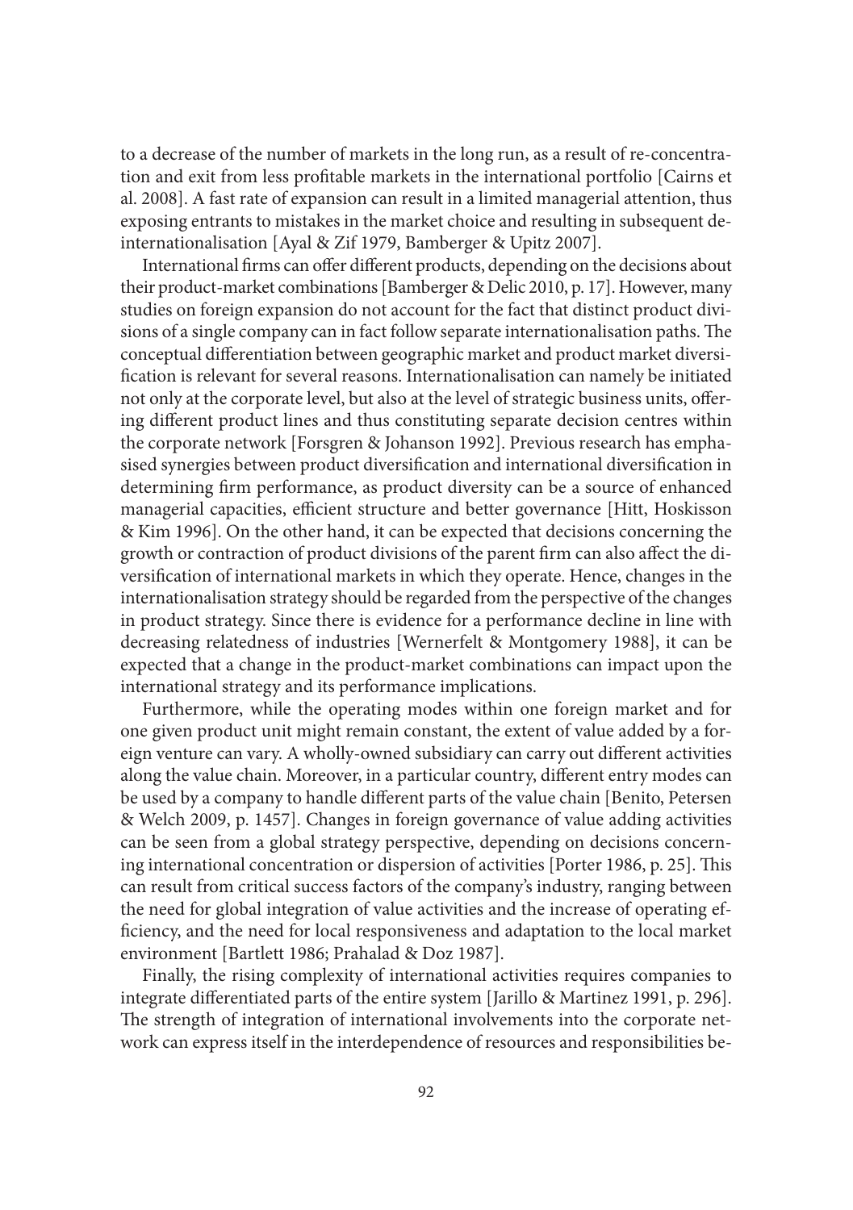to a decrease of the number of markets in the long run, as a result of re-concentration and exit from less profitable markets in the international portfolio [Cairns et al. 2008]. A fast rate of expansion can result in a limited managerial attention, thus exposing entrants to mistakes in the market choice and resulting in subsequent de-internationalisation [Ayal & Zif 1979, Bamberger & Upitz 2007].

International firms can offer different products, depending on the decisions about their product-market combinations [Bamberger & Delic 2010, p. 17]. However, many studies on foreign expansion do not account for the fact that distinct product divisions of a single company can in fact follow separate internationalisation paths. The conceptual differentiation between geographic market and product market diversification is relevant for several reasons. Internationalisation can namely be initiated not only at the corporate level, but also at the level of strategic business units, offering different product lines and thus constituting separate decision centres within the corporate network [Forsgren & Johanson 1992]. Previous research has emphasised synergies between product diversification and international diversification in determining firm performance, as product diversity can be a source of enhanced managerial capacities, efficient structure and better governance [Hitt, Hoskisson & Kim 1996]. On the other hand, it can be expected that decisions concerning the growth or contraction of product divisions of the parent firm can also affect the diversification of international markets in which they operate. Hence, changes in the internationalisation strategy should be regarded from the perspective of the changes in product strategy. Since there is evidence for a performance decline in line with decreasing relatedness of industries [Wernerfelt & Montgomery 1988], it can be expected that a change in the product-market combinations can impact upon the international strategy and its performance implications.

Furthermore, while the operating modes within one foreign market and for one given product unit might remain constant, the extent of value added by a foreign venture can vary. A wholly-owned subsidiary can carry out different activities along the value chain. Moreover, in a particular country, different entry modes can be used by a company to handle different parts of the value chain [Benito, Petersen & Welch 2009, p. 1457]. Changes in foreign governance of value adding activities can be seen from a global strategy perspective, depending on decisions concerning international concentration or dispersion of activities [Porter 1986, p. 25]. This can result from critical success factors of the company's industry, ranging between the need for global integration of value activities and the increase of operating efficiency, and the need for local responsiveness and adaptation to the local market environment [Bartlett 1986; Prahalad & Doz 1987].

Finally, the rising complexity of international activities requires companies to integrate differentiated parts of the entire system [Jarillo & Martinez 1991, p. 296]. The strength of integration of international involvements into the corporate network can express itself in the interdependence of resources and responsibilities be-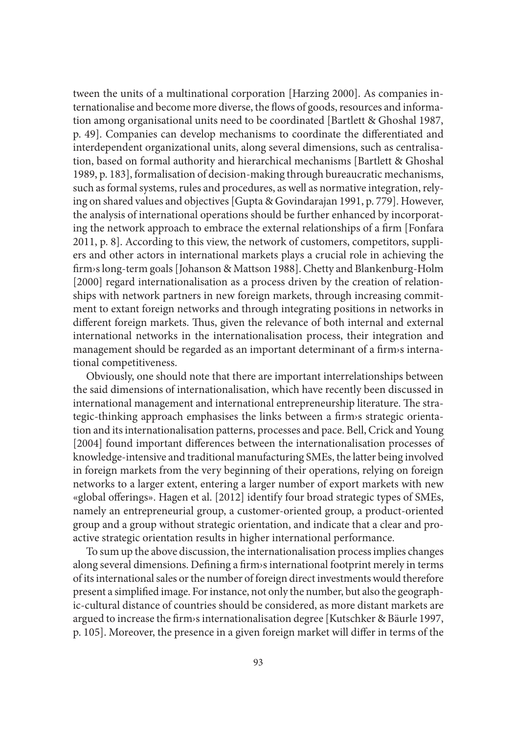tween the units of a multinational corporation [Harzing 2000]. As companies internationalise and become more diverse, the flows of goods, resources and information among organisational units need to be coordinated [Bartlett & Ghoshal 1987, p. 49]. Companies can develop mechanisms to coordinate the differentiated and interdependent organizational units, along several dimensions, such as centralisation, based on formal authority and hierarchical mechanisms [Bartlett & Ghoshal 1989, p. 183], formalisation of decision-making through bureaucratic mechanisms, such as formal systems, rules and procedures, as well as normative integration, relying on shared values and objectives [Gupta & Govindarajan 1991, p. 779]. However, the analysis of international operations should be further enhanced by incorporating the network approach to embrace the external relationships of a firm [Fonfara 2011, p. 8]. According to this view, the network of customers, competitors, suppliers and other actors in international markets plays a crucial role in achieving the firm›s long-term goals [Johanson & Mattson 1988]. Chetty and Blankenburg-Holm [2000] regard internationalisation as a process driven by the creation of relationships with network partners in new foreign markets, through increasing commitment to extant foreign networks and through integrating positions in networks in different foreign markets. Thus, given the relevance of both internal and external international networks in the internationalisation process, their integration and management should be regarded as an important determinant of a firm›s international competitiveness.

Obviously, one should note that there are important interrelationships between the said dimensions of internationalisation, which have recently been discussed in international management and international entrepreneurship literature. The strategic-thinking approach emphasises the links between a firm›s strategic orientation and its internationalisation patterns, processes and pace. Bell, Crick and Young [2004] found important differences between the internationalisation processes of knowledge-intensive and traditional manufacturing SMEs, the latter being involved in foreign markets from the very beginning of their operations, relying on foreign networks to a larger extent, entering a larger number of export markets with new «global offerings». Hagen et al. [2012] identify four broad strategic types of SMEs, namely an entrepreneurial group, a customer-oriented group, a product-oriented group and a group without strategic orientation, and indicate that a clear and proactive strategic orientation results in higher international performance.

To sum up the above discussion, the internationalisation process implies changes along several dimensions. Defining a firm›s international footprint merely in terms of its international sales or the number of foreign direct investments would therefore present a simplified image. For instance, not only the number, but also the geographic-cultural distance of countries should be considered, as more distant markets are argued to increase the firm›s internationalisation degree [Kutschker & Bäurle 1997, p. 105]. Moreover, the presence in a given foreign market will differ in terms of the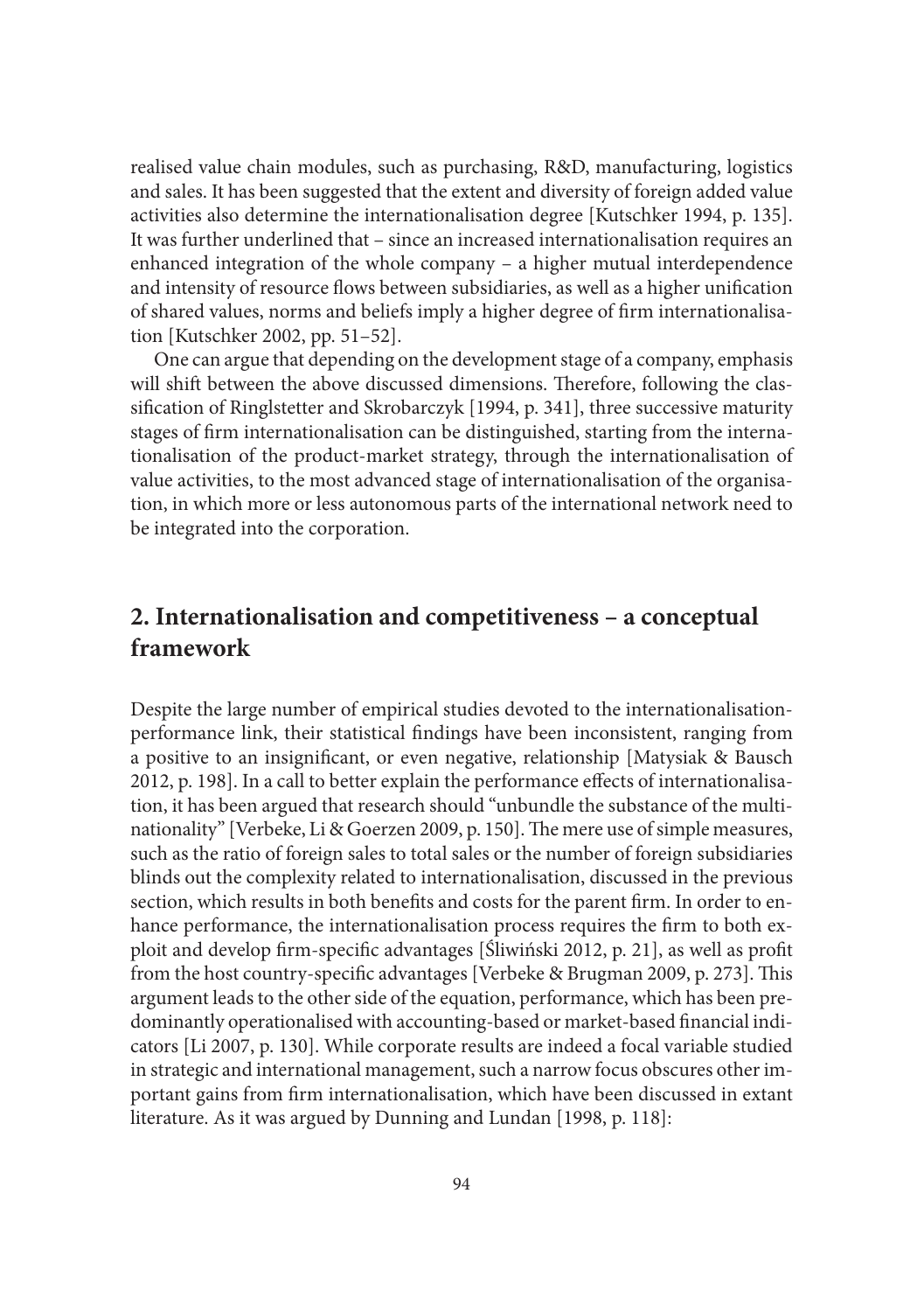realised value chain modules, such as purchasing, R&D, manufacturing, logistics and sales. It has been suggested that the extent and diversity of foreign added value activities also determine the internationalisation degree [Kutschker 1994, p. 135]. It was further underlined that – since an increased internationalisation requires an enhanced integration of the whole company – a higher mutual interdependence and intensity of resource flows between subsidiaries, as well as a higher unification of shared values, norms and beliefs imply a higher degree of firm internationalisation [Kutschker 2002, pp. 51–52].

One can argue that depending on the development stage of a company, emphasis will shift between the above discussed dimensions. Therefore, following the classification of Ringlstetter and Skrobarczyk [1994, p. 341], three successive maturity stages of firm internationalisation can be distinguished, starting from the internationalisation of the product-market strategy, through the internationalisation of value activities, to the most advanced stage of internationalisation of the organisation, in which more or less autonomous parts of the international network need to be integrated into the corporation.

## 2. Internationalisation and competitiveness – a conceptual framework

Despite the large number of empirical studies devoted to the internationalisation-performance link, their statistical findings have been inconsistent, ranging from a positive to an insignificant, or even negative, relationship [Matysiak & Bausch 2012, p. 198]. In a call to better explain the performance effects of internationalisation, it has been argued that research should "unbundle the substance of the multinationality" [Verbeke, Li & Goerzen 2009, p. 150]. The mere use of simple measures, such as the ratio of foreign sales to total sales or the number of foreign subsidiaries blinds out the complexity related to internationalisation, discussed in the previous section, which results in both benefits and costs for the parent firm. In order to enhance performance, the internationalisation process requires the firm to both exploit and develop firm-specific advantages [Śliwiński 2012, p. 21], as well as profit from the host country-specific advantages [Verbeke & Brugman 2009, p. 273]. This argument leads to the other side of the equation, performance, which has been predominantly operationalised with accounting-based or market-based financial indicators [Li 2007, p. 130]. While corporate results are indeed a focal variable studied in strategic and international management, such a narrow focus obscures other important gains from firm internationalisation, which have been discussed in extant literature. As it was argued by Dunning and Lundan [1998, p. 118]: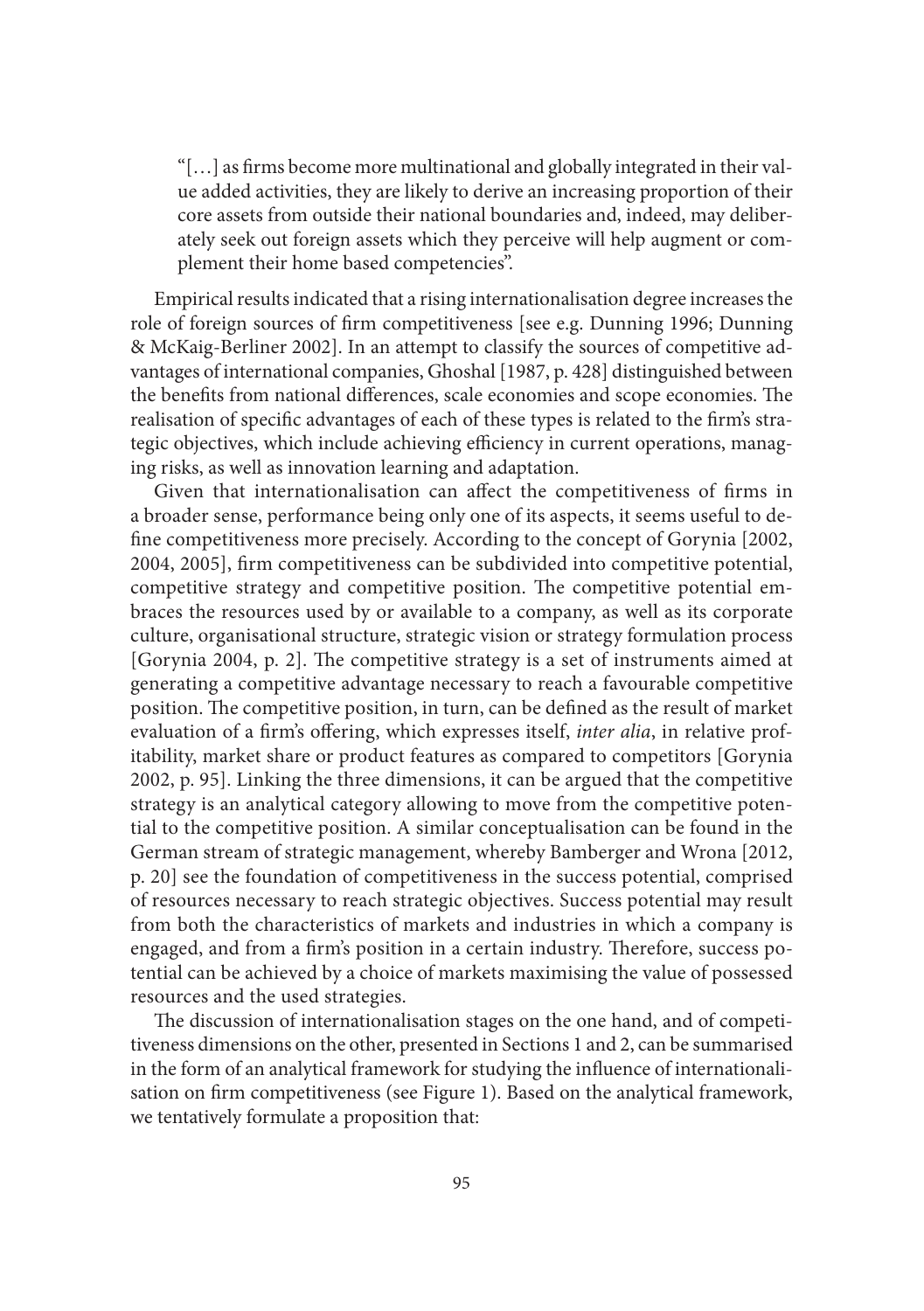> "[…] as firms become more multinational and globally integrated in their value added activities, they are likely to derive an increasing proportion of their core assets from outside their national boundaries and, indeed, may deliberately seek out foreign assets which they perceive will help augment or complement their home based competencies".

Empirical results indicated that a rising internationalisation degree increases the role of foreign sources of firm competitiveness [see e.g. Dunning 1996; Dunning & McKaig-Berliner 2002]. In an attempt to classify the sources of competitive advantages of international companies, Ghoshal [1987, p. 428] distinguished between the benefits from national differences, scale economies and scope economies. The realisation of specific advantages of each of these types is related to the firm's strategic objectives, which include achieving efficiency in current operations, managing risks, as well as innovation learning and adaptation.

Given that internationalisation can affect the competitiveness of firms in a broader sense, performance being only one of its aspects, it seems useful to define competitiveness more precisely. According to the concept of Gorynia [2002, 2004, 2005], firm competitiveness can be subdivided into competitive potential, competitive strategy and competitive position. The competitive potential embraces the resources used by or available to a company, as well as its corporate culture, organisational structure, strategic vision or strategy formulation process [Gorynia 2004, p. 2]. The competitive strategy is a set of instruments aimed at generating a competitive advantage necessary to reach a favourable competitive position. The competitive position, in turn, can be defined as the result of market evaluation of a firm's offering, which expresses itself, *inter alia*, in relative profitability, market share or product features as compared to competitors [Gorynia 2002, p. 95]. Linking the three dimensions, it can be argued that the competitive strategy is an analytical category allowing to move from the competitive potential to the competitive position. A similar conceptualisation can be found in the German stream of strategic management, whereby Bamberger and Wrona [2012, p. 20] see the foundation of competitiveness in the success potential, comprised of resources necessary to reach strategic objectives. Success potential may result from both the characteristics of markets and industries in which a company is engaged, and from a firm's position in a certain industry. Therefore, success potential can be achieved by a choice of markets maximising the value of possessed resources and the used strategies.

The discussion of internationalisation stages on the one hand, and of competitiveness dimensions on the other, presented in Sections 1 and 2, can be summarised in the form of an analytical framework for studying the influence of internationalisation on firm competitiveness (see Figure 1). Based on the analytical framework, we tentatively formulate a proposition that: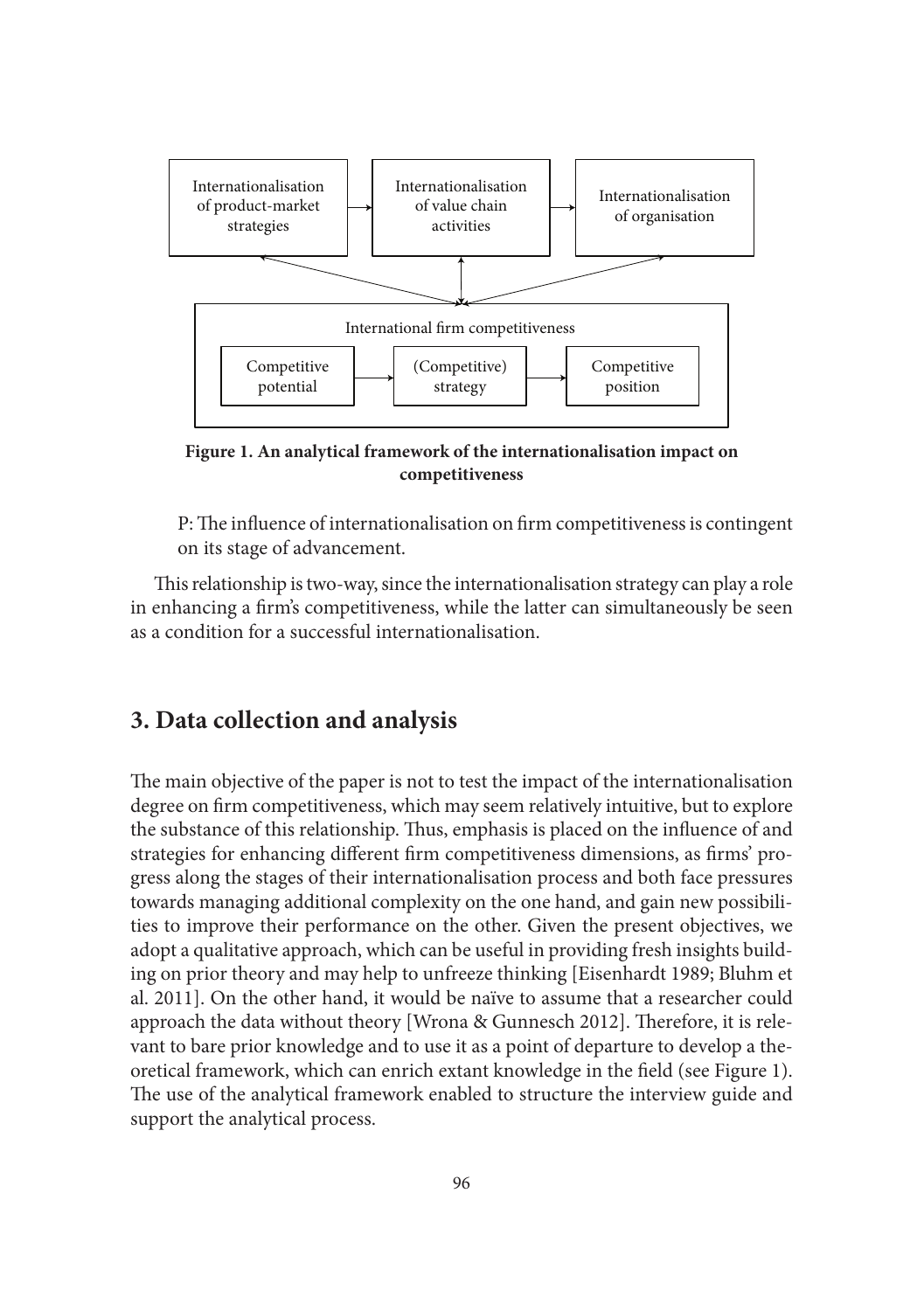Internationalisation of product-market strategies

Internationalisation of value chain activities

Internationalisation of organisation

International firm competitiveness

Competitive potential

(Competitive) strategy

Competitive position

**Figure 1. An analytical framework of the internationalisation impact on competitiveness**

P: The influence of internationalisation on firm competitiveness is contingent on its stage of advancement.

This relationship is two-way, since the internationalisation strategy can play a role in enhancing a firm's competitiveness, while the latter can simultaneously be seen as a condition for a successful internationalisation.

## 3. Data collection and analysis

The main objective of the paper is not to test the impact of the internationalisation degree on firm competitiveness, which may seem relatively intuitive, but to explore the substance of this relationship. Thus, emphasis is placed on the influence of and strategies for enhancing different firm competitiveness dimensions, as firms' progress along the stages of their internationalisation process and both face pressures towards managing additional complexity on the one hand, and gain new possibilities to improve their performance on the other. Given the present objectives, we adopt a qualitative approach, which can be useful in providing fresh insights building on prior theory and may help to unfreeze thinking [Eisenhardt 1989; Bluhm et al. 2011]. On the other hand, it would be naïve to assume that a researcher could approach the data without theory [Wrona & Gunnesch 2012]. Therefore, it is relevant to bare prior knowledge and to use it as a point of departure to develop a theoretical framework, which can enrich extant knowledge in the field (see Figure 1). The use of the analytical framework enabled to structure the interview guide and support the analytical process.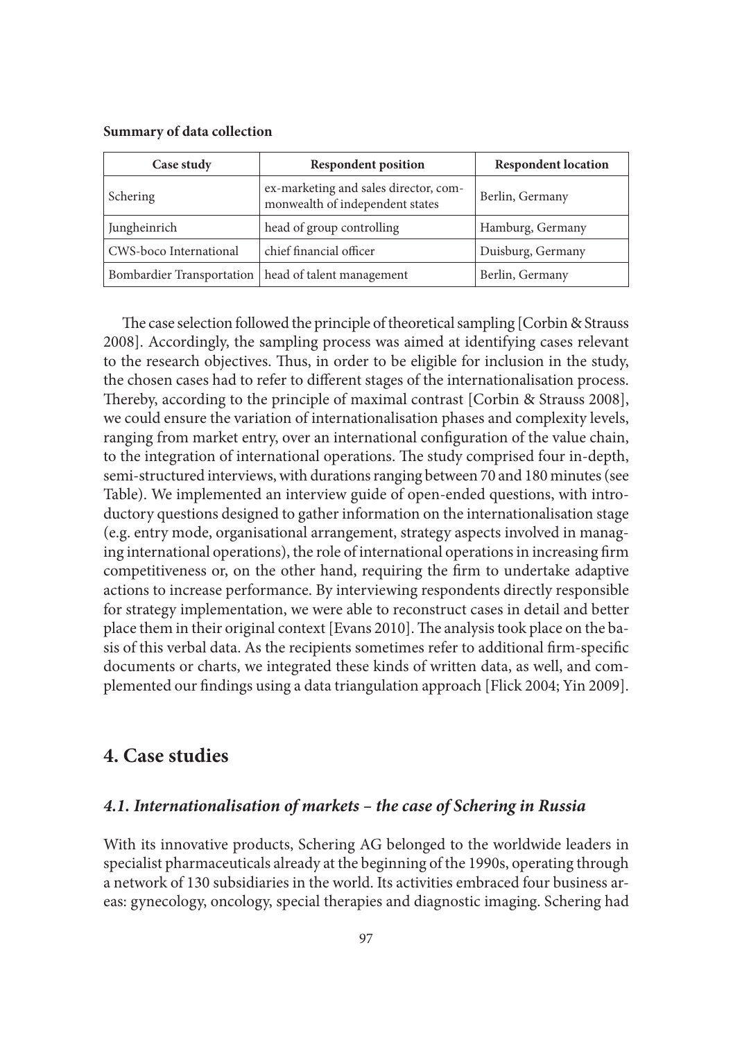**Summary of data collection**

| Case study | Respondent position | Respondent location |
| --- | --- | --- |
| Schering | ex-marketing and sales director, commonwealth of independent states | Berlin, Germany |
| Jungheinrich | head of group controlling | Hamburg, Germany |
| CWS-boco International | chief financial officer | Duisburg, Germany |
| Bombardier Transportation | head of talent management | Berlin, Germany |

The case selection followed the principle of theoretical sampling [Corbin & Strauss 2008]. Accordingly, the sampling process was aimed at identifying cases relevant to the research objectives. Thus, in order to be eligible for inclusion in the study, the chosen cases had to refer to different stages of the internationalisation process. Thereby, according to the principle of maximal contrast [Corbin & Strauss 2008], we could ensure the variation of internationalisation phases and complexity levels, ranging from market entry, over an international configuration of the value chain, to the integration of international operations. The study comprised four in-depth, semi-structured interviews, with durations ranging between 70 and 180 minutes (see Table). We implemented an interview guide of open-ended questions, with introductory questions designed to gather information on the internationalisation stage (e.g. entry mode, organisational arrangement, strategy aspects involved in managing international operations), the role of international operations in increasing firm competitiveness or, on the other hand, requiring the firm to undertake adaptive actions to increase performance. By interviewing respondents directly responsible for strategy implementation, we were able to reconstruct cases in detail and better place them in their original context [Evans 2010]. The analysis took place on the basis of this verbal data. As the recipients sometimes refer to additional firm-specific documents or charts, we integrated these kinds of written data, as well, and complemented our findings using a data triangulation approach [Flick 2004; Yin 2009].

## 4. Case studies

### *4.1. Internationalisation of markets – the case of Schering in Russia*

With its innovative products, Schering AG belonged to the worldwide leaders in specialist pharmaceuticals already at the beginning of the 1990s, operating through a network of 130 subsidiaries in the world. Its activities embraced four business areas: gynecology, oncology, special therapies and diagnostic imaging. Schering had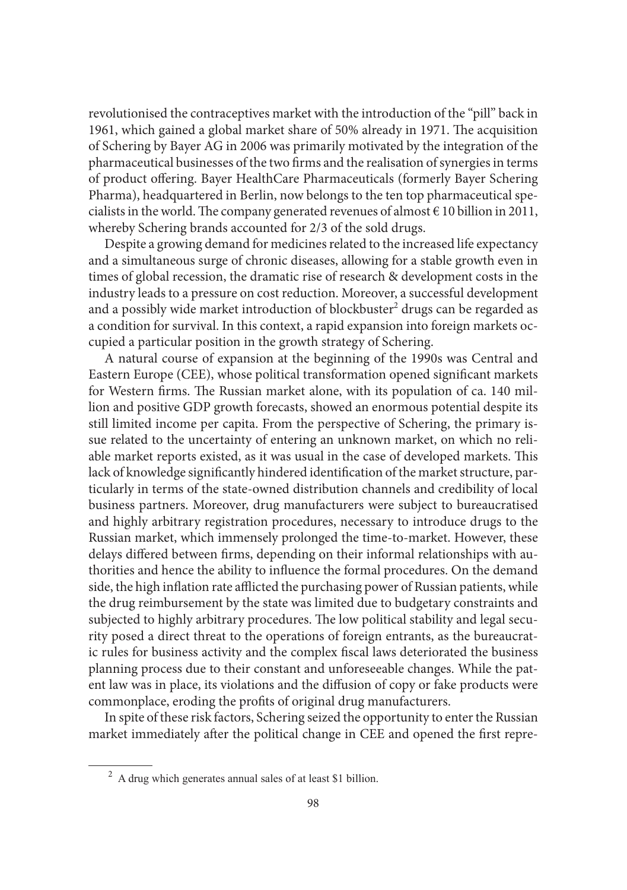revolutionised the contraceptives market with the introduction of the "pill" back in 1961, which gained a global market share of 50% already in 1971. The acquisition of Schering by Bayer AG in 2006 was primarily motivated by the integration of the pharmaceutical businesses of the two firms and the realisation of synergies in terms of product offering. Bayer HealthCare Pharmaceuticals (formerly Bayer Schering Pharma), headquartered in Berlin, now belongs to the ten top pharmaceutical specialists in the world. The company generated revenues of almost € 10 billion in 2011, whereby Schering brands accounted for 2/3 of the sold drugs.

Despite a growing demand for medicines related to the increased life expectancy and a simultaneous surge of chronic diseases, allowing for a stable growth even in times of global recession, the dramatic rise of research & development costs in the industry leads to a pressure on cost reduction. Moreover, a successful development and a possibly wide market introduction of blockbuster[2] drugs can be regarded as a condition for survival. In this context, a rapid expansion into foreign markets occupied a particular position in the growth strategy of Schering.

A natural course of expansion at the beginning of the 1990s was Central and Eastern Europe (CEE), whose political transformation opened significant markets for Western firms. The Russian market alone, with its population of ca. 140 million and positive GDP growth forecasts, showed an enormous potential despite its still limited income per capita. From the perspective of Schering, the primary issue related to the uncertainty of entering an unknown market, on which no reliable market reports existed, as it was usual in the case of developed markets. This lack of knowledge significantly hindered identification of the market structure, particularly in terms of the state-owned distribution channels and credibility of local business partners. Moreover, drug manufacturers were subject to bureaucratised and highly arbitrary registration procedures, necessary to introduce drugs to the Russian market, which immensely prolonged the time-to-market. However, these delays differed between firms, depending on their informal relationships with authorities and hence the ability to influence the formal procedures. On the demand side, the high inflation rate afflicted the purchasing power of Russian patients, while the drug reimbursement by the state was limited due to budgetary constraints and subjected to highly arbitrary procedures. The low political stability and legal security posed a direct threat to the operations of foreign entrants, as the bureaucratic rules for business activity and the complex fiscal laws deteriorated the business planning process due to their constant and unforeseeable changes. While the patent law was in place, its violations and the diffusion of copy or fake products were commonplace, eroding the profits of original drug manufacturers.

In spite of these risk factors, Schering seized the opportunity to enter the Russian market immediately after the political change in CEE and opened the first repre-

[2] A drug which generates annual sales of at least $1 billion.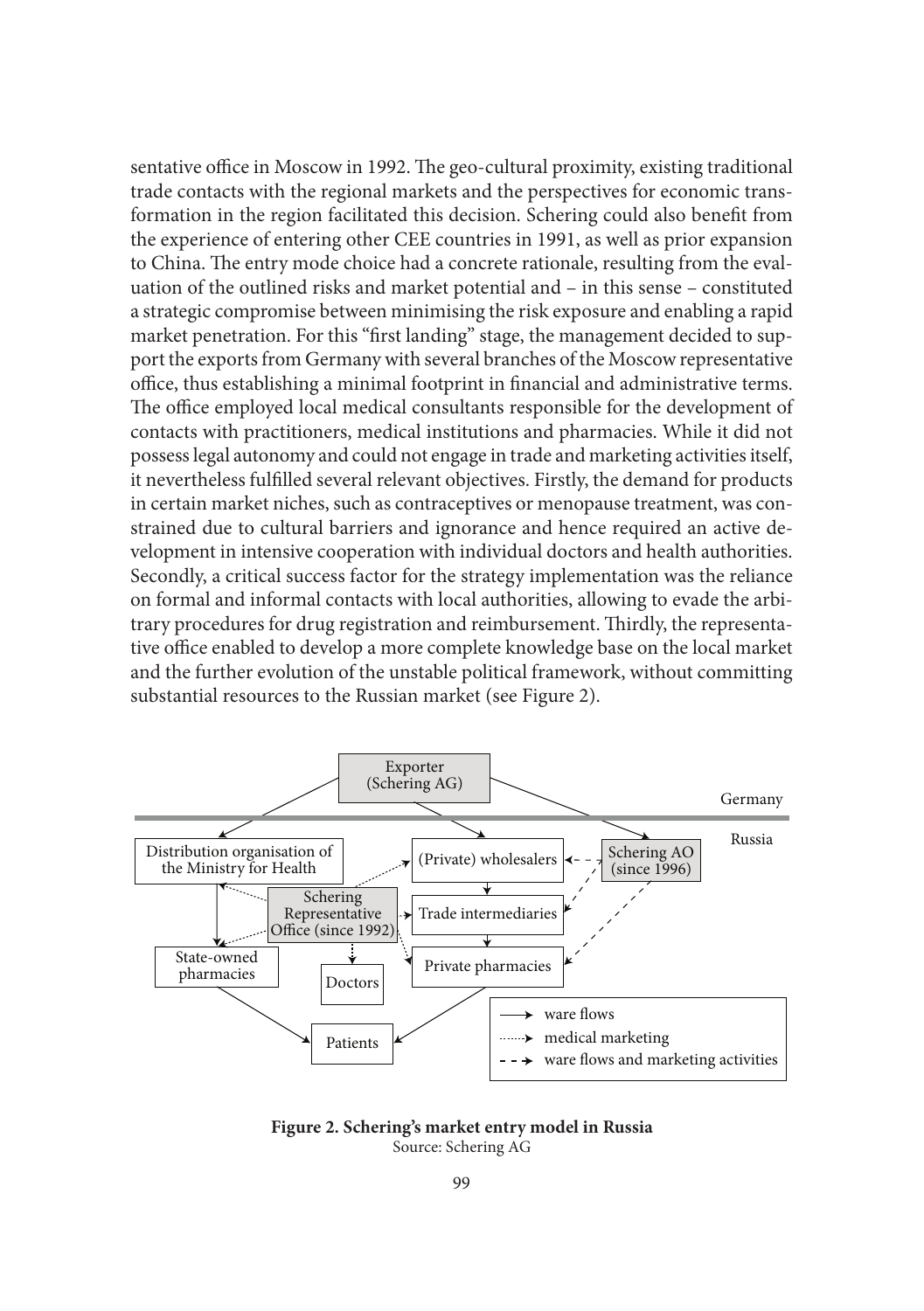sentative office in Moscow in 1992. The geo-cultural proximity, existing traditional trade contacts with the regional markets and the perspectives for economic transformation in the region facilitated this decision. Schering could also benefit from the experience of entering other CEE countries in 1991, as well as prior expansion to China. The entry mode choice had a concrete rationale, resulting from the evaluation of the outlined risks and market potential and – in this sense – constituted a strategic compromise between minimising the risk exposure and enabling a rapid market penetration. For this "first landing" stage, the management decided to support the exports from Germany with several branches of the Moscow representative office, thus establishing a minimal footprint in financial and administrative terms. The office employed local medical consultants responsible for the development of contacts with practitioners, medical institutions and pharmacies. While it did not possess legal autonomy and could not engage in trade and marketing activities itself, it nevertheless fulfilled several relevant objectives. Firstly, the demand for products in certain market niches, such as contraceptives or menopause treatment, was constrained due to cultural barriers and ignorance and hence required an active development in intensive cooperation with individual doctors and health authorities. Secondly, a critical success factor for the strategy implementation was the reliance on formal and informal contacts with local authorities, allowing to evade the arbitrary procedures for drug registration and reimbursement. Thirdly, the representative office enabled to develop a more complete knowledge base on the local market and the further evolution of the unstable political framework, without committing substantial resources to the Russian market (see Figure 2).

Exporter (Schering AG)

Germany

Russia

Distribution organisation of the Ministry for Health

(Private) wholesalers

Schering AO (since 1996)

Schering Representative Office (since 1992)

Trade intermediaries

State-owned pharmacies

Private pharmacies

Doctors

Patients

ware flows

medical marketing

ware flows and marketing activities

**Figure 2. Schering's market entry model in Russia**
Source: Schering AG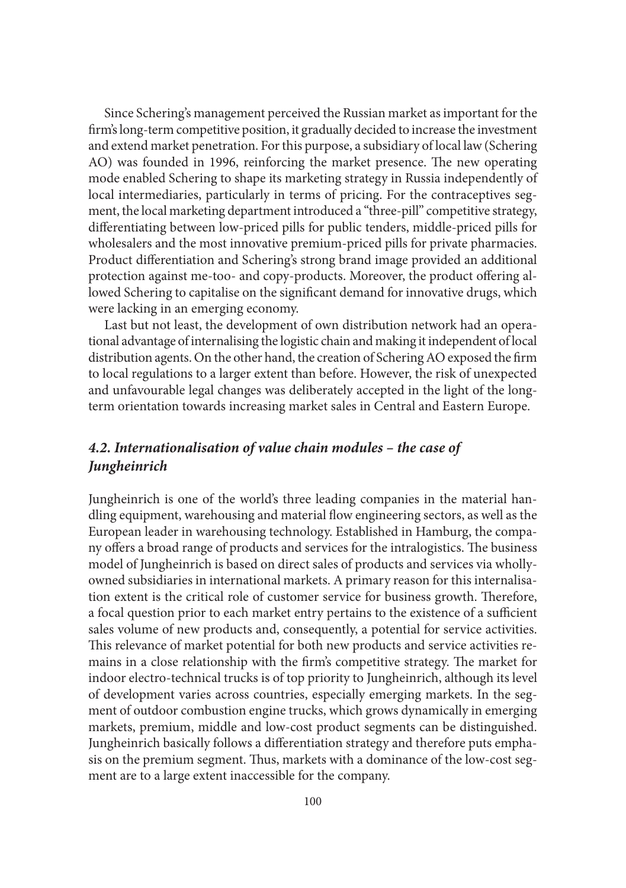Since Schering's management perceived the Russian market as important for the firm's long-term competitive position, it gradually decided to increase the investment and extend market penetration. For this purpose, a subsidiary of local law (Schering AO) was founded in 1996, reinforcing the market presence. The new operating mode enabled Schering to shape its marketing strategy in Russia independently of local intermediaries, particularly in terms of pricing. For the contraceptives segment, the local marketing department introduced a "three-pill" competitive strategy, differentiating between low-priced pills for public tenders, middle-priced pills for wholesalers and the most innovative premium-priced pills for private pharmacies. Product differentiation and Schering's strong brand image provided an additional protection against me-too- and copy-products. Moreover, the product offering allowed Schering to capitalise on the significant demand for innovative drugs, which were lacking in an emerging economy.

Last but not least, the development of own distribution network had an operational advantage of internalising the logistic chain and making it independent of local distribution agents. On the other hand, the creation of Schering AO exposed the firm to local regulations to a larger extent than before. However, the risk of unexpected and unfavourable legal changes was deliberately accepted in the light of the long-term orientation towards increasing market sales in Central and Eastern Europe.

### *4.2. Internationalisation of value chain modules – the case of Jungheinrich*

Jungheinrich is one of the world's three leading companies in the material handling equipment, warehousing and material flow engineering sectors, as well as the European leader in warehousing technology. Established in Hamburg, the company offers a broad range of products and services for the intralogistics. The business model of Jungheinrich is based on direct sales of products and services via wholly-owned subsidiaries in international markets. A primary reason for this internalisation extent is the critical role of customer service for business growth. Therefore, a focal question prior to each market entry pertains to the existence of a sufficient sales volume of new products and, consequently, a potential for service activities. This relevance of market potential for both new products and service activities remains in a close relationship with the firm's competitive strategy. The market for indoor electro-technical trucks is of top priority to Jungheinrich, although its level of development varies across countries, especially emerging markets. In the segment of outdoor combustion engine trucks, which grows dynamically in emerging markets, premium, middle and low-cost product segments can be distinguished. Jungheinrich basically follows a differentiation strategy and therefore puts emphasis on the premium segment. Thus, markets with a dominance of the low-cost segment are to a large extent inaccessible for the company.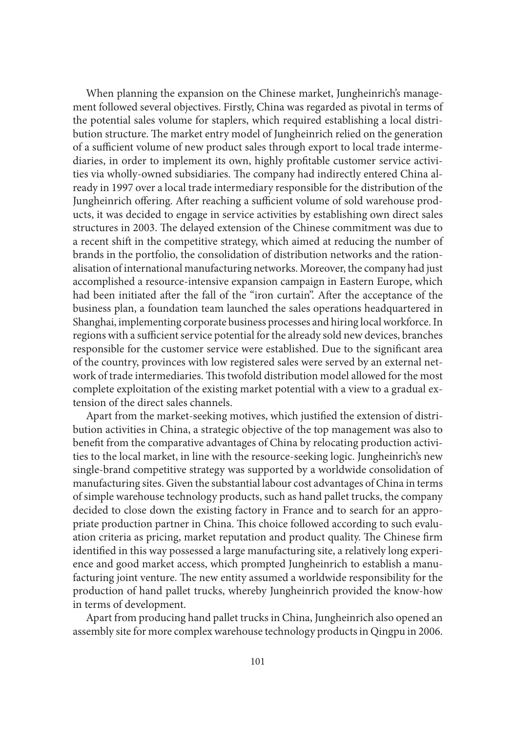When planning the expansion on the Chinese market, Jungheinrich's management followed several objectives. Firstly, China was regarded as pivotal in terms of the potential sales volume for staplers, which required establishing a local distribution structure. The market entry model of Jungheinrich relied on the generation of a sufficient volume of new product sales through export to local trade intermediaries, in order to implement its own, highly profitable customer service activities via wholly-owned subsidiaries. The company had indirectly entered China already in 1997 over a local trade intermediary responsible for the distribution of the Jungheinrich offering. After reaching a sufficient volume of sold warehouse products, it was decided to engage in service activities by establishing own direct sales structures in 2003. The delayed extension of the Chinese commitment was due to a recent shift in the competitive strategy, which aimed at reducing the number of brands in the portfolio, the consolidation of distribution networks and the rationalisation of international manufacturing networks. Moreover, the company had just accomplished a resource-intensive expansion campaign in Eastern Europe, which had been initiated after the fall of the "iron curtain". After the acceptance of the business plan, a foundation team launched the sales operations headquartered in Shanghai, implementing corporate business processes and hiring local workforce. In regions with a sufficient service potential for the already sold new devices, branches responsible for the customer service were established. Due to the significant area of the country, provinces with low registered sales were served by an external network of trade intermediaries. This twofold distribution model allowed for the most complete exploitation of the existing market potential with a view to a gradual extension of the direct sales channels.

Apart from the market-seeking motives, which justified the extension of distribution activities in China, a strategic objective of the top management was also to benefit from the comparative advantages of China by relocating production activities to the local market, in line with the resource-seeking logic. Jungheinrich's new single-brand competitive strategy was supported by a worldwide consolidation of manufacturing sites. Given the substantial labour cost advantages of China in terms of simple warehouse technology products, such as hand pallet trucks, the company decided to close down the existing factory in France and to search for an appropriate production partner in China. This choice followed according to such evaluation criteria as pricing, market reputation and product quality. The Chinese firm identified in this way possessed a large manufacturing site, a relatively long experience and good market access, which prompted Jungheinrich to establish a manufacturing joint venture. The new entity assumed a worldwide responsibility for the production of hand pallet trucks, whereby Jungheinrich provided the know-how in terms of development.

Apart from producing hand pallet trucks in China, Jungheinrich also opened an assembly site for more complex warehouse technology products in Qingpu in 2006.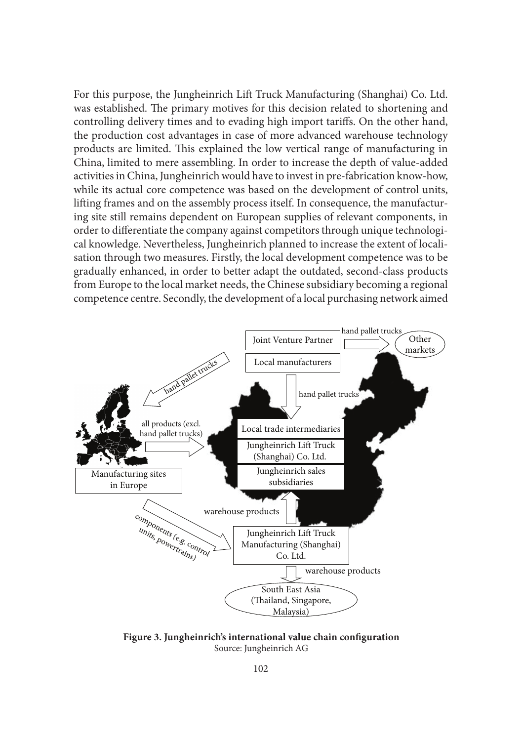For this purpose, the Jungheinrich Lift Truck Manufacturing (Shanghai) Co. Ltd. was established. The primary motives for this decision related to shortening and controlling delivery times and to evading high import tariffs. On the other hand, the production cost advantages in case of more advanced warehouse technology products are limited. This explained the low vertical range of manufacturing in China, limited to mere assembling. In order to increase the depth of value-added activities in China, Jungheinrich would have to invest in pre-fabrication know-how, while its actual core competence was based on the development of control units, lifting frames and on the assembly process itself. In consequence, the manufacturing site still remains dependent on European supplies of relevant components, in order to differentiate the company against competitors through unique technological knowledge. Nevertheless, Jungheinrich planned to increase the extent of localisation through two measures. Firstly, the local development competence was to be gradually enhanced, in order to better adapt the outdated, second-class products from Europe to the local market needs, the Chinese subsidiary becoming a regional competence centre. Secondly, the development of a local purchasing network aimed

Joint Venture Partner
Local manufacturers
hand pallet trucks
Other markets
hand pallet trucks
hand pallet trucks
all products (excl. hand pallet trucks)
Local trade intermediaries
Jungheinrich Lift Truck (Shanghai) Co. Ltd.
Jungheinrich sales subsidiaries
Manufacturing sites in Europe
warehouse products
components (e.g. control units, powertrains)
Jungheinrich Lift Truck Manufacturing (Shanghai) Co. Ltd.
warehouse products
South East Asia (Thailand, Singapore, Malaysia)

**Figure 3. Jungheinrich's international value chain configuration**
Source: Jungheinrich AG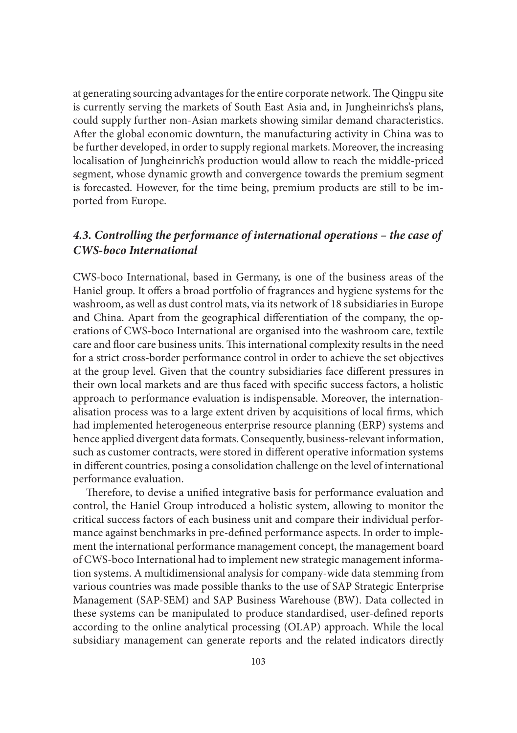at generating sourcing advantages for the entire corporate network. The Qingpu site is currently serving the markets of South East Asia and, in Jungheinrichs's plans, could supply further non-Asian markets showing similar demand characteristics. After the global economic downturn, the manufacturing activity in China was to be further developed, in order to supply regional markets. Moreover, the increasing localisation of Jungheinrich's production would allow to reach the middle-priced segment, whose dynamic growth and convergence towards the premium segment is forecasted. However, for the time being, premium products are still to be imported from Europe.

### *4.3. Controlling the performance of international operations – the case of CWS-boco International*

CWS-boco International, based in Germany, is one of the business areas of the Haniel group. It offers a broad portfolio of fragrances and hygiene systems for the washroom, as well as dust control mats, via its network of 18 subsidiaries in Europe and China. Apart from the geographical differentiation of the company, the operations of CWS-boco International are organised into the washroom care, textile care and floor care business units. This international complexity results in the need for a strict cross-border performance control in order to achieve the set objectives at the group level. Given that the country subsidiaries face different pressures in their own local markets and are thus faced with specific success factors, a holistic approach to performance evaluation is indispensable. Moreover, the internationalisation process was to a large extent driven by acquisitions of local firms, which had implemented heterogeneous enterprise resource planning (ERP) systems and hence applied divergent data formats. Consequently, business-relevant information, such as customer contracts, were stored in different operative information systems in different countries, posing a consolidation challenge on the level of international performance evaluation.

Therefore, to devise a unified integrative basis for performance evaluation and control, the Haniel Group introduced a holistic system, allowing to monitor the critical success factors of each business unit and compare their individual performance against benchmarks in pre-defined performance aspects. In order to implement the international performance management concept, the management board of CWS-boco International had to implement new strategic management information systems. A multidimensional analysis for company-wide data stemming from various countries was made possible thanks to the use of SAP Strategic Enterprise Management (SAP-SEM) and SAP Business Warehouse (BW). Data collected in these systems can be manipulated to produce standardised, user-defined reports according to the online analytical processing (OLAP) approach. While the local subsidiary management can generate reports and the related indicators directly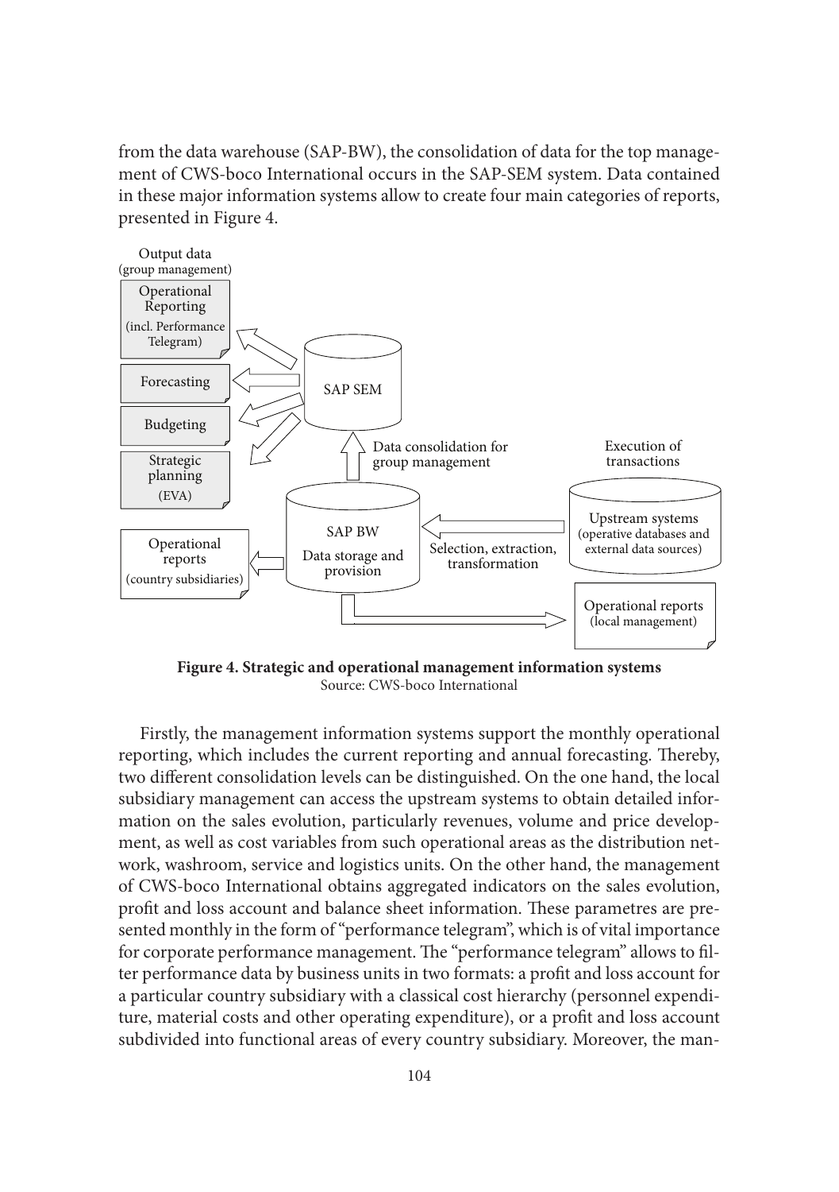from the data warehouse (SAP-BW), the consolidation of data for the top management of CWS-boco International occurs in the SAP-SEM system. Data contained in these major information systems allow to create four main categories of reports, presented in Figure 4.

Output data (group management)

Operational Reporting (incl. Performance Telegram)

Forecasting

Budgeting

Strategic planning (EVA)

SAP SEM

Data consolidation for group management

Execution of transactions

Operational reports (country subsidiaries)

SAP BW Data storage and provision

Selection, extraction, transformation

Upstream systems (operative databases and external data sources)

Operational reports (local management)

**Figure 4. Strategic and operational management information systems**
Source: CWS-boco International

Firstly, the management information systems support the monthly operational reporting, which includes the current reporting and annual forecasting. Thereby, two different consolidation levels can be distinguished. On the one hand, the local subsidiary management can access the upstream systems to obtain detailed information on the sales evolution, particularly revenues, volume and price development, as well as cost variables from such operational areas as the distribution network, washroom, service and logistics units. On the other hand, the management of CWS-boco International obtains aggregated indicators on the sales evolution, profit and loss account and balance sheet information. These parametres are presented monthly in the form of "performance telegram", which is of vital importance for corporate performance management. The "performance telegram" allows to filter performance data by business units in two formats: a profit and loss account for a particular country subsidiary with a classical cost hierarchy (personnel expenditure, material costs and other operating expenditure), or a profit and loss account subdivided into functional areas of every country subsidiary. Moreover, the man-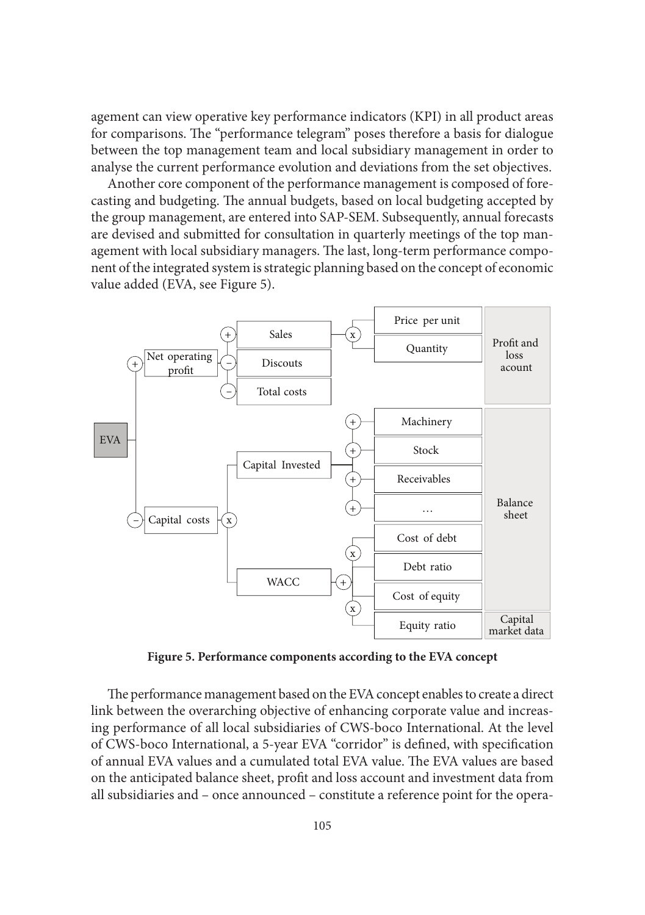agement can view operative key performance indicators (KPI) in all product areas for comparisons. The "performance telegram" poses therefore a basis for dialogue between the top management team and local subsidiary management in order to analyse the current performance evolution and deviations from the set objectives.

Another core component of the performance management is composed of forecasting and budgeting. The annual budgets, based on local budgeting accepted by the group management, are entered into SAP-SEM. Subsequently, annual forecasts are devised and submitted for consultation in quarterly meetings of the top management with local subsidiary managers. The last, long-term performance component of the integrated system is strategic planning based on the concept of economic value added (EVA, see Figure 5).

EVA

+ Net operating profit

+ Sales

x Price per unit

Quantity

– Discouts

– Total costs

Profit and loss acount

– Capital costs

x Capital Invested

+ Machinery

+ Stock

+ Receivables

+ …

WACC

+

x Cost of debt

Debt ratio

x Cost of equity

Equity ratio

Balance sheet

Capital market data

**Figure 5. Performance components according to the EVA concept**

The performance management based on the EVA concept enables to create a direct link between the overarching objective of enhancing corporate value and increasing performance of all local subsidiaries of CWS-boco International. At the level of CWS-boco International, a 5-year EVA "corridor" is defined, with specification of annual EVA values and a cumulated total EVA value. The EVA values are based on the anticipated balance sheet, profit and loss account and investment data from all subsidiaries and – once announced – constitute a reference point for the opera-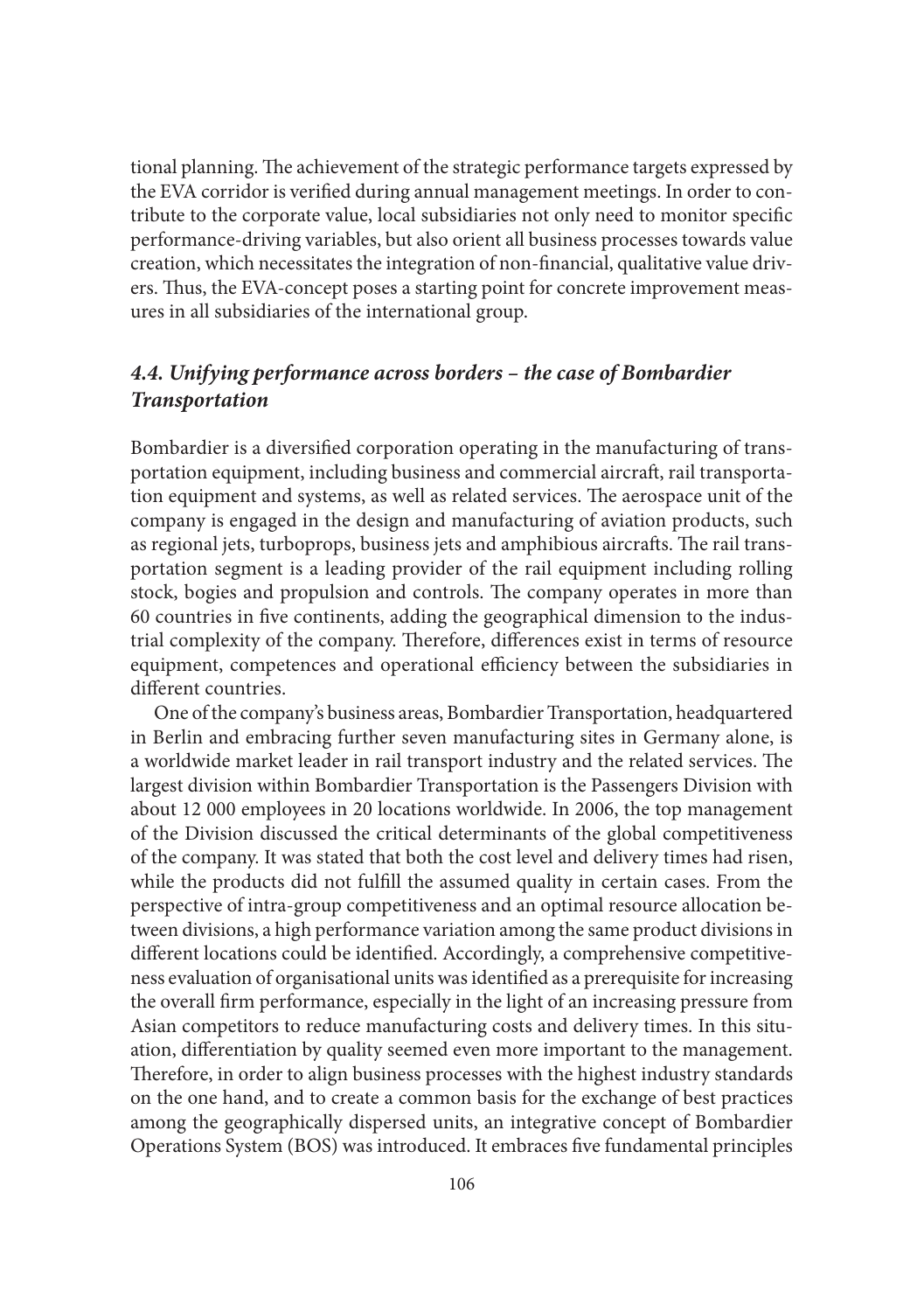tional planning. The achievement of the strategic performance targets expressed by the EVA corridor is verified during annual management meetings. In order to contribute to the corporate value, local subsidiaries not only need to monitor specific performance-driving variables, but also orient all business processes towards value creation, which necessitates the integration of non-financial, qualitative value drivers. Thus, the EVA-concept poses a starting point for concrete improvement measures in all subsidiaries of the international group.

### *4.4. Unifying performance across borders – the case of Bombardier Transportation*

Bombardier is a diversified corporation operating in the manufacturing of transportation equipment, including business and commercial aircraft, rail transportation equipment and systems, as well as related services. The aerospace unit of the company is engaged in the design and manufacturing of aviation products, such as regional jets, turboprops, business jets and amphibious aircrafts. The rail transportation segment is a leading provider of the rail equipment including rolling stock, bogies and propulsion and controls. The company operates in more than 60 countries in five continents, adding the geographical dimension to the industrial complexity of the company. Therefore, differences exist in terms of resource equipment, competences and operational efficiency between the subsidiaries in different countries.

One of the company's business areas, Bombardier Transportation, headquartered in Berlin and embracing further seven manufacturing sites in Germany alone, is a worldwide market leader in rail transport industry and the related services. The largest division within Bombardier Transportation is the Passengers Division with about 12 000 employees in 20 locations worldwide. In 2006, the top management of the Division discussed the critical determinants of the global competitiveness of the company. It was stated that both the cost level and delivery times had risen, while the products did not fulfill the assumed quality in certain cases. From the perspective of intra-group competitiveness and an optimal resource allocation between divisions, a high performance variation among the same product divisions in different locations could be identified. Accordingly, a comprehensive competitiveness evaluation of organisational units was identified as a prerequisite for increasing the overall firm performance, especially in the light of an increasing pressure from Asian competitors to reduce manufacturing costs and delivery times. In this situation, differentiation by quality seemed even more important to the management. Therefore, in order to align business processes with the highest industry standards on the one hand, and to create a common basis for the exchange of best practices among the geographically dispersed units, an integrative concept of Bombardier Operations System (BOS) was introduced. It embraces five fundamental principles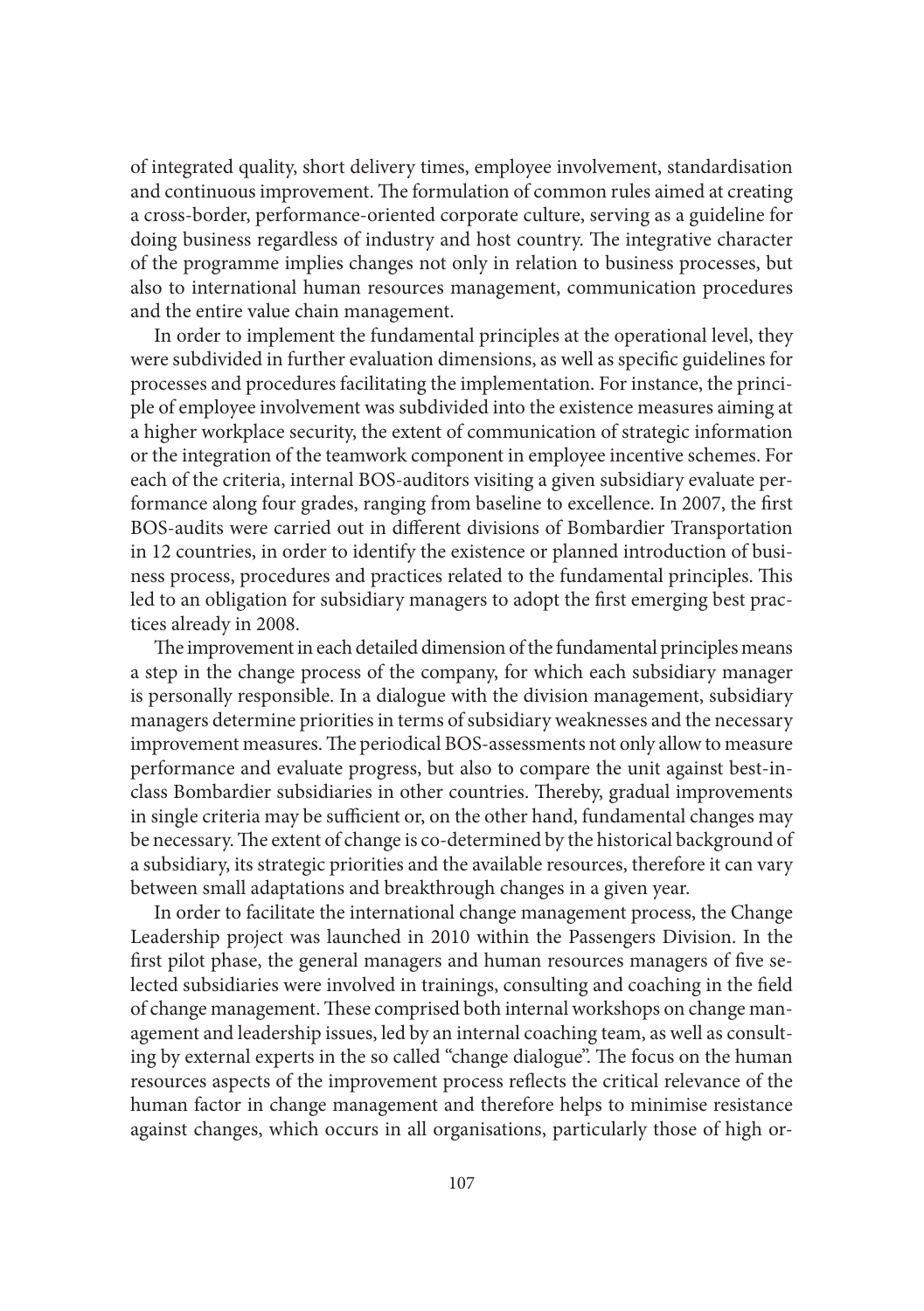of integrated quality, short delivery times, employee involvement, standardisation and continuous improvement. The formulation of common rules aimed at creating a cross-border, performance-oriented corporate culture, serving as a guideline for doing business regardless of industry and host country. The integrative character of the programme implies changes not only in relation to business processes, but also to international human resources management, communication procedures and the entire value chain management.

In order to implement the fundamental principles at the operational level, they were subdivided in further evaluation dimensions, as well as specific guidelines for processes and procedures facilitating the implementation. For instance, the principle of employee involvement was subdivided into the existence measures aiming at a higher workplace security, the extent of communication of strategic information or the integration of the teamwork component in employee incentive schemes. For each of the criteria, internal BOS-auditors visiting a given subsidiary evaluate performance along four grades, ranging from baseline to excellence. In 2007, the first BOS-audits were carried out in different divisions of Bombardier Transportation in 12 countries, in order to identify the existence or planned introduction of business process, procedures and practices related to the fundamental principles. This led to an obligation for subsidiary managers to adopt the first emerging best practices already in 2008.

The improvement in each detailed dimension of the fundamental principles means a step in the change process of the company, for which each subsidiary manager is personally responsible. In a dialogue with the division management, subsidiary managers determine priorities in terms of subsidiary weaknesses and the necessary improvement measures. The periodical BOS-assessments not only allow to measure performance and evaluate progress, but also to compare the unit against best-in-class Bombardier subsidiaries in other countries. Thereby, gradual improvements in single criteria may be sufficient or, on the other hand, fundamental changes may be necessary. The extent of change is co-determined by the historical background of a subsidiary, its strategic priorities and the available resources, therefore it can vary between small adaptations and breakthrough changes in a given year.

In order to facilitate the international change management process, the Change Leadership project was launched in 2010 within the Passengers Division. In the first pilot phase, the general managers and human resources managers of five selected subsidiaries were involved in trainings, consulting and coaching in the field of change management. These comprised both internal workshops on change management and leadership issues, led by an internal coaching team, as well as consulting by external experts in the so called "change dialogue". The focus on the human resources aspects of the improvement process reflects the critical relevance of the human factor in change management and therefore helps to minimise resistance against changes, which occurs in all organisations, particularly those of high or-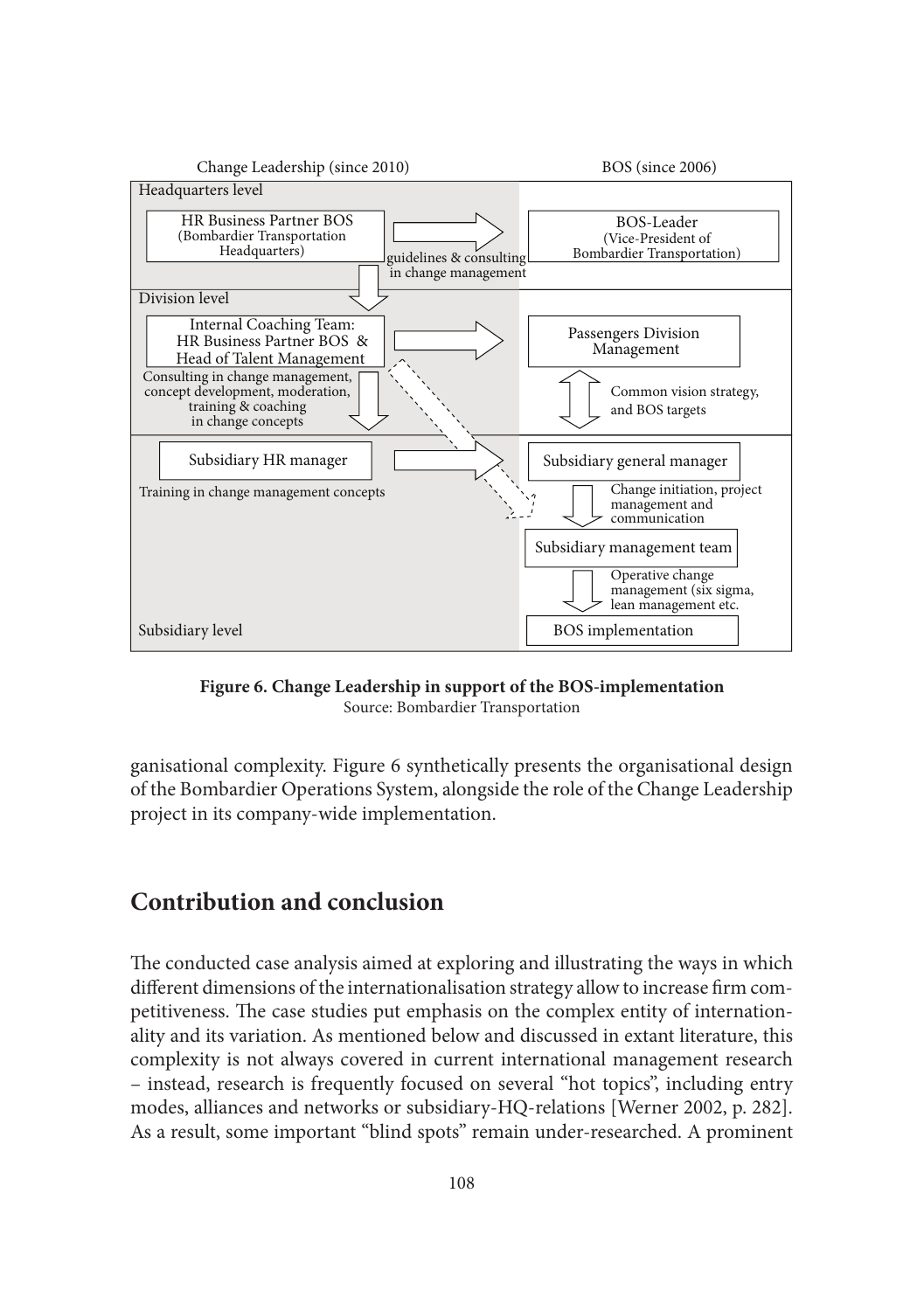Change Leadership (since 2010) | BOS (since 2006)

**Headquarters level**

- HR Business Partner BOS (Bombardier Transportation Headquarters) → BOS-Leader (Vice-President of Bombardier Transportation)
- guidelines & consulting in change management

**Division level**

- Internal Coaching Team: HR Business Partner BOS & Head of Talent Management → Passengers Division Management
- Consulting in change management, concept development, moderation, training & coaching in change concepts
- Common vision strategy, and BOS targets

**Subsidiary level**

- Subsidiary HR manager → Subsidiary general manager
- Training in change management concepts
- Change initiation, project management and communication
- Subsidiary management team
- Operative change management (six sigma, lean management etc.
- BOS implementation

**Figure 6. Change Leadership in support of the BOS-implementation**
Source: Bombardier Transportation

ganisational complexity. Figure 6 synthetically presents the organisational design of the Bombardier Operations System, alongside the role of the Change Leadership project in its company-wide implementation.

## Contribution and conclusion

The conducted case analysis aimed at exploring and illustrating the ways in which different dimensions of the internationalisation strategy allow to increase firm competitiveness. The case studies put emphasis on the complex entity of internationality and its variation. As mentioned below and discussed in extant literature, this complexity is not always covered in current international management research – instead, research is frequently focused on several "hot topics", including entry modes, alliances and networks or subsidiary-HQ-relations [Werner 2002, p. 282]. As a result, some important "blind spots" remain under-researched. A prominent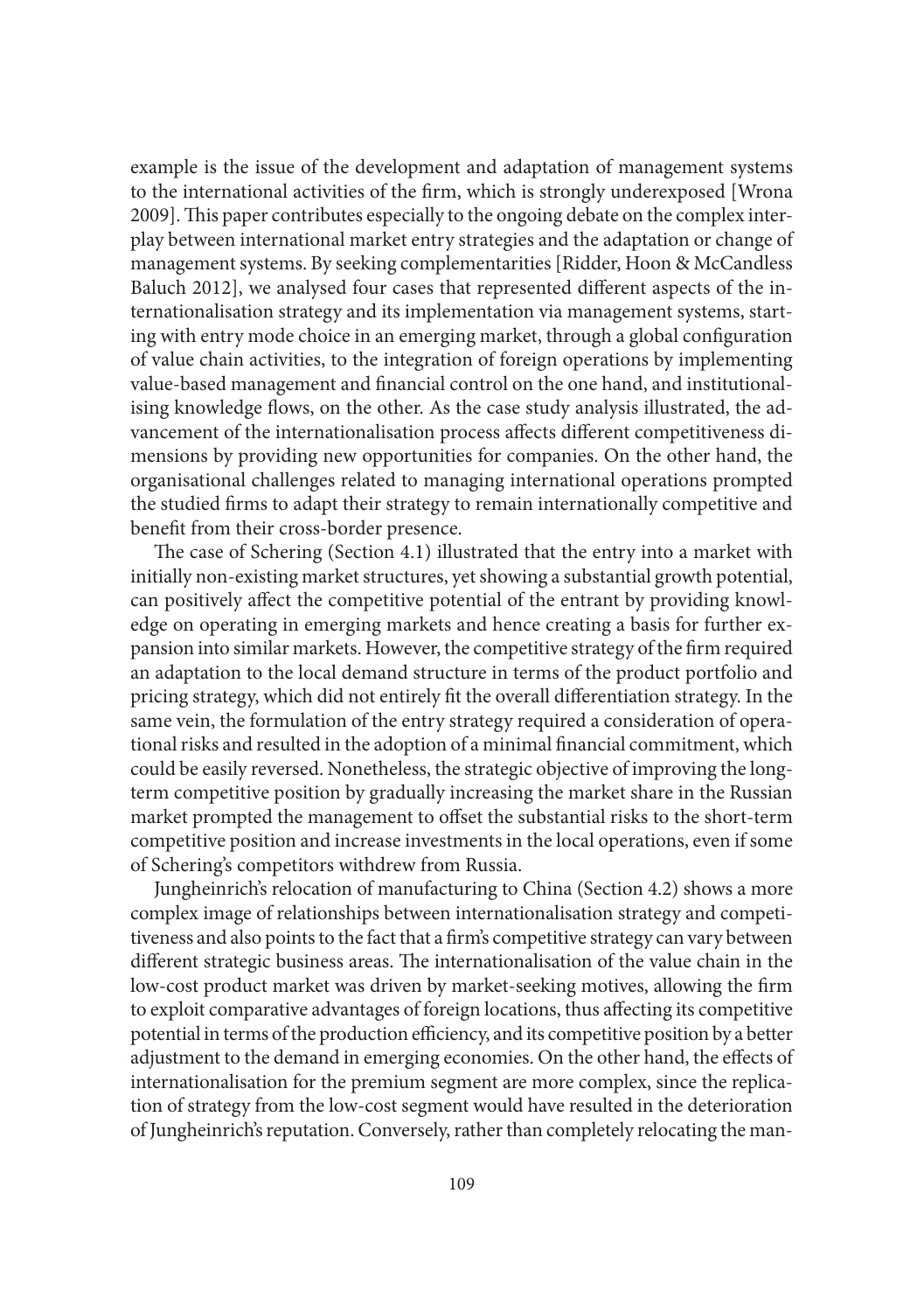example is the issue of the development and adaptation of management systems to the international activities of the firm, which is strongly underexposed [Wrona 2009]. This paper contributes especially to the ongoing debate on the complex interplay between international market entry strategies and the adaptation or change of management systems. By seeking complementarities [Ridder, Hoon & McCandless Baluch 2012], we analysed four cases that represented different aspects of the internationalisation strategy and its implementation via management systems, starting with entry mode choice in an emerging market, through a global configuration of value chain activities, to the integration of foreign operations by implementing value-based management and financial control on the one hand, and institutionalising knowledge flows, on the other. As the case study analysis illustrated, the advancement of the internationalisation process affects different competitiveness dimensions by providing new opportunities for companies. On the other hand, the organisational challenges related to managing international operations prompted the studied firms to adapt their strategy to remain internationally competitive and benefit from their cross-border presence.

The case of Schering (Section 4.1) illustrated that the entry into a market with initially non-existing market structures, yet showing a substantial growth potential, can positively affect the competitive potential of the entrant by providing knowledge on operating in emerging markets and hence creating a basis for further expansion into similar markets. However, the competitive strategy of the firm required an adaptation to the local demand structure in terms of the product portfolio and pricing strategy, which did not entirely fit the overall differentiation strategy. In the same vein, the formulation of the entry strategy required a consideration of operational risks and resulted in the adoption of a minimal financial commitment, which could be easily reversed. Nonetheless, the strategic objective of improving the long-term competitive position by gradually increasing the market share in the Russian market prompted the management to offset the substantial risks to the short-term competitive position and increase investments in the local operations, even if some of Schering's competitors withdrew from Russia.

Jungheinrich's relocation of manufacturing to China (Section 4.2) shows a more complex image of relationships between internationalisation strategy and competitiveness and also points to the fact that a firm's competitive strategy can vary between different strategic business areas. The internationalisation of the value chain in the low-cost product market was driven by market-seeking motives, allowing the firm to exploit comparative advantages of foreign locations, thus affecting its competitive potential in terms of the production efficiency, and its competitive position by a better adjustment to the demand in emerging economies. On the other hand, the effects of internationalisation for the premium segment are more complex, since the replication of strategy from the low-cost segment would have resulted in the deterioration of Jungheinrich's reputation. Conversely, rather than completely relocating the man-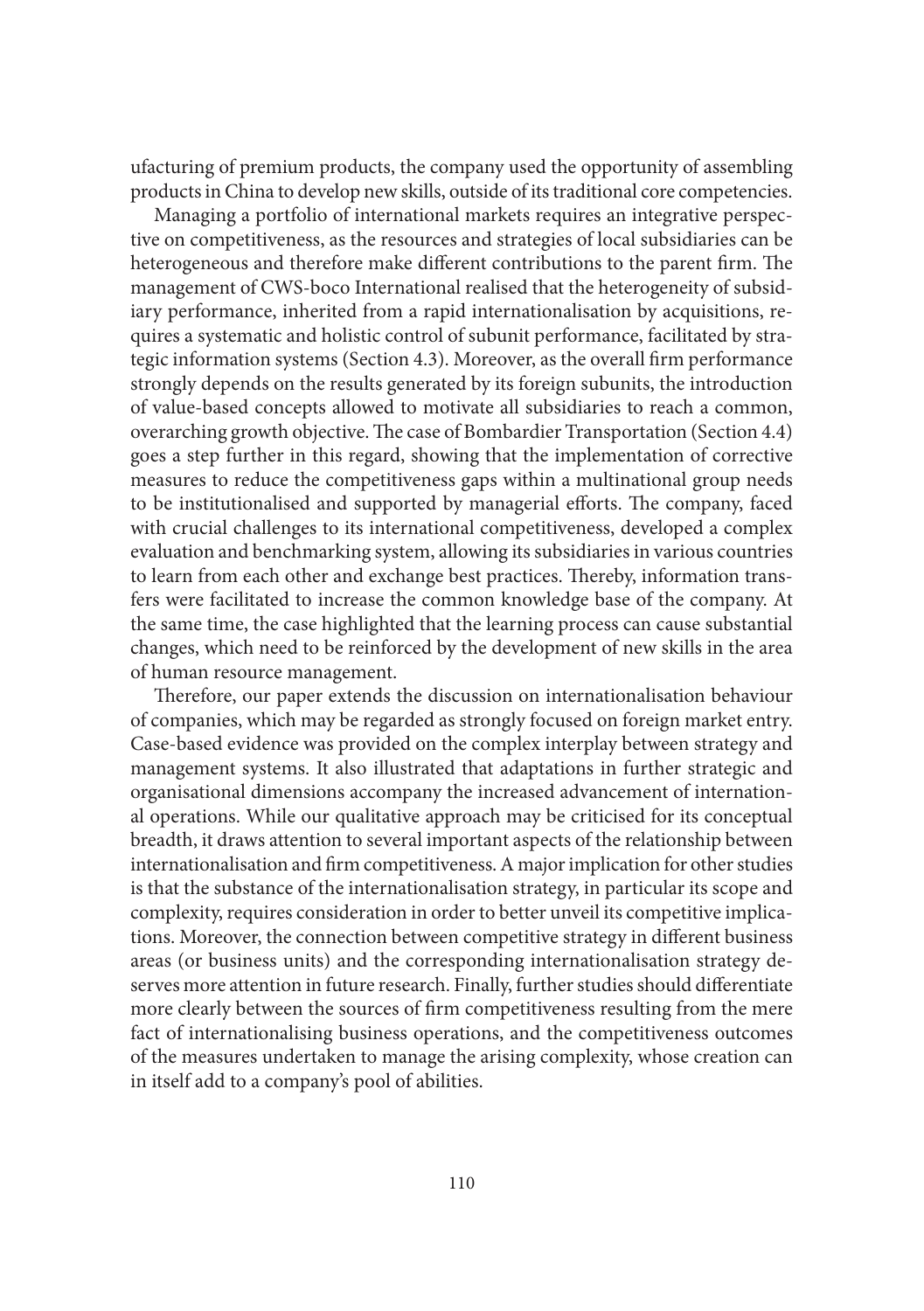ufacturing of premium products, the company used the opportunity of assembling products in China to develop new skills, outside of its traditional core competencies.

Managing a portfolio of international markets requires an integrative perspective on competitiveness, as the resources and strategies of local subsidiaries can be heterogeneous and therefore make different contributions to the parent firm. The management of CWS-boco International realised that the heterogeneity of subsidiary performance, inherited from a rapid internationalisation by acquisitions, requires a systematic and holistic control of subunit performance, facilitated by strategic information systems (Section 4.3). Moreover, as the overall firm performance strongly depends on the results generated by its foreign subunits, the introduction of value-based concepts allowed to motivate all subsidiaries to reach a common, overarching growth objective. The case of Bombardier Transportation (Section 4.4) goes a step further in this regard, showing that the implementation of corrective measures to reduce the competitiveness gaps within a multinational group needs to be institutionalised and supported by managerial efforts. The company, faced with crucial challenges to its international competitiveness, developed a complex evaluation and benchmarking system, allowing its subsidiaries in various countries to learn from each other and exchange best practices. Thereby, information transfers were facilitated to increase the common knowledge base of the company. At the same time, the case highlighted that the learning process can cause substantial changes, which need to be reinforced by the development of new skills in the area of human resource management.

Therefore, our paper extends the discussion on internationalisation behaviour of companies, which may be regarded as strongly focused on foreign market entry. Case-based evidence was provided on the complex interplay between strategy and management systems. It also illustrated that adaptations in further strategic and organisational dimensions accompany the increased advancement of international operations. While our qualitative approach may be criticised for its conceptual breadth, it draws attention to several important aspects of the relationship between internationalisation and firm competitiveness. A major implication for other studies is that the substance of the internationalisation strategy, in particular its scope and complexity, requires consideration in order to better unveil its competitive implications. Moreover, the connection between competitive strategy in different business areas (or business units) and the corresponding internationalisation strategy deserves more attention in future research. Finally, further studies should differentiate more clearly between the sources of firm competitiveness resulting from the mere fact of internationalising business operations, and the competitiveness outcomes of the measures undertaken to manage the arising complexity, whose creation can in itself add to a company's pool of abilities.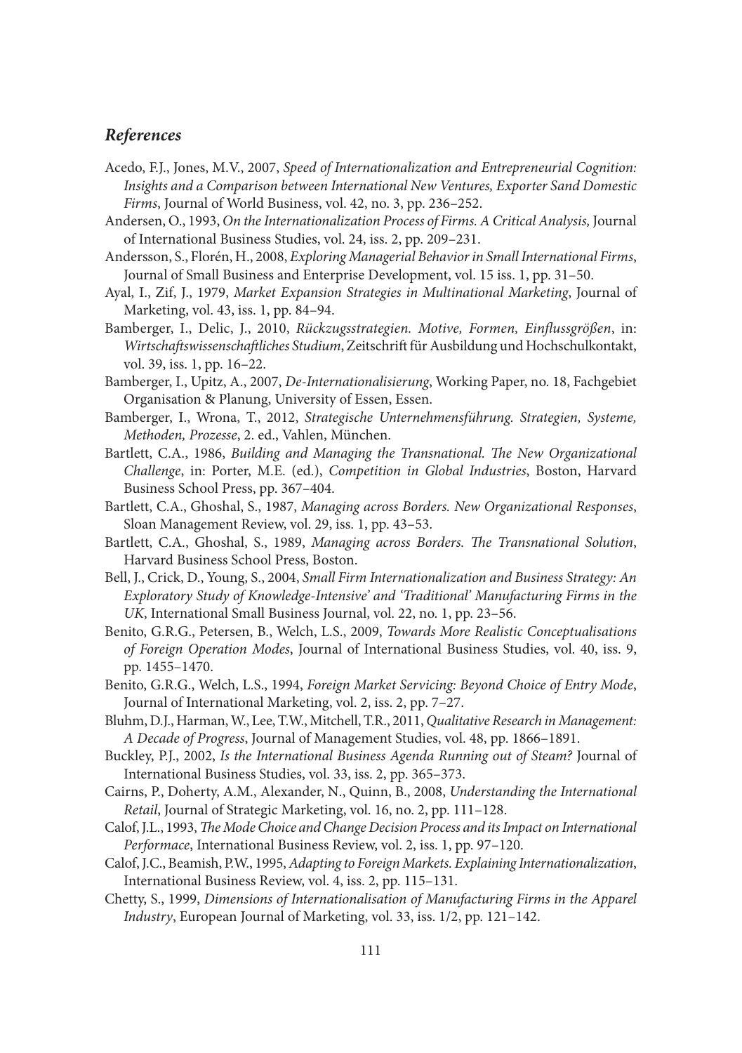## *References*

Acedo, F.J., Jones, M.V., 2007, *Speed of Internationalization and Entrepreneurial Cognition: Insights and a Comparison between International New Ventures, Exporter Sand Domestic Firms*, Journal of World Business, vol. 42, no. 3, pp. 236–252.

Andersen, O., 1993, *On the Internationalization Process of Firms. A Critical Analysis,* Journal of International Business Studies, vol. 24, iss. 2, pp. 209–231.

Andersson, S., Florén, H., 2008, *Exploring Managerial Behavior in Small International Firms*, Journal of Small Business and Enterprise Development, vol. 15 iss. 1, pp. 31–50.

Ayal, I., Zif, J., 1979, *Market Expansion Strategies in Multinational Marketing*, Journal of Marketing, vol. 43, iss. 1, pp. 84–94.

Bamberger, I., Delic, J., 2010, *Rückzugsstrategien. Motive, Formen, Einflussgrößen*, in: *Wirtschaftswissenschaftliches Studium*, Zeitschrift für Ausbildung und Hochschulkontakt, vol. 39, iss. 1, pp. 16–22.

Bamberger, I., Upitz, A., 2007, *De-Internationalisierung*, Working Paper, no. 18, Fachgebiet Organisation & Planung, University of Essen, Essen.

Bamberger, I., Wrona, T., 2012, *Strategische Unternehmensführung. Strategien, Systeme, Methoden, Prozesse*, 2. ed., Vahlen, München.

Bartlett, C.A., 1986, *Building and Managing the Transnational. The New Organizational Challenge*, in: Porter, M.E. (ed.), *Competition in Global Industries*, Boston, Harvard Business School Press, pp. 367–404.

Bartlett, C.A., Ghoshal, S., 1987, *Managing across Borders. New Organizational Responses*, Sloan Management Review, vol. 29, iss. 1, pp. 43–53.

Bartlett, C.A., Ghoshal, S., 1989, *Managing across Borders. The Transnational Solution*, Harvard Business School Press, Boston.

Bell, J., Crick, D., Young, S., 2004, *Small Firm Internationalization and Business Strategy: An Exploratory Study of Knowledge-Intensive' and 'Traditional' Manufacturing Firms in the UK*, International Small Business Journal, vol. 22, no. 1, pp. 23–56.

Benito, G.R.G., Petersen, B., Welch, L.S., 2009, *Towards More Realistic Conceptualisations of Foreign Operation Modes*, Journal of International Business Studies, vol. 40, iss. 9, pp. 1455–1470.

Benito, G.R.G., Welch, L.S., 1994, *Foreign Market Servicing: Beyond Choice of Entry Mode*, Journal of International Marketing, vol. 2, iss. 2, pp. 7–27.

Bluhm, D.J., Harman, W., Lee, T.W., Mitchell, T.R., 2011, *Qualitative Research in Management: A Decade of Progress*, Journal of Management Studies, vol. 48, pp. 1866–1891.

Buckley, P.J., 2002, *Is the International Business Agenda Running out of Steam?* Journal of International Business Studies, vol. 33, iss. 2, pp. 365–373.

Cairns, P., Doherty, A.M., Alexander, N., Quinn, B., 2008, *Understanding the International Retail*, Journal of Strategic Marketing, vol. 16, no. 2, pp. 111–128.

Calof, J.L., 1993, *The Mode Choice and Change Decision Process and its Impact on International Performace*, International Business Review, vol. 2, iss. 1, pp. 97–120.

Calof, J.C., Beamish, P.W., 1995, *Adapting to Foreign Markets. Explaining Internationalization*, International Business Review, vol. 4, iss. 2, pp. 115–131.

Chetty, S., 1999, *Dimensions of Internationalisation of Manufacturing Firms in the Apparel Industry*, European Journal of Marketing, vol. 33, iss. 1/2, pp. 121–142.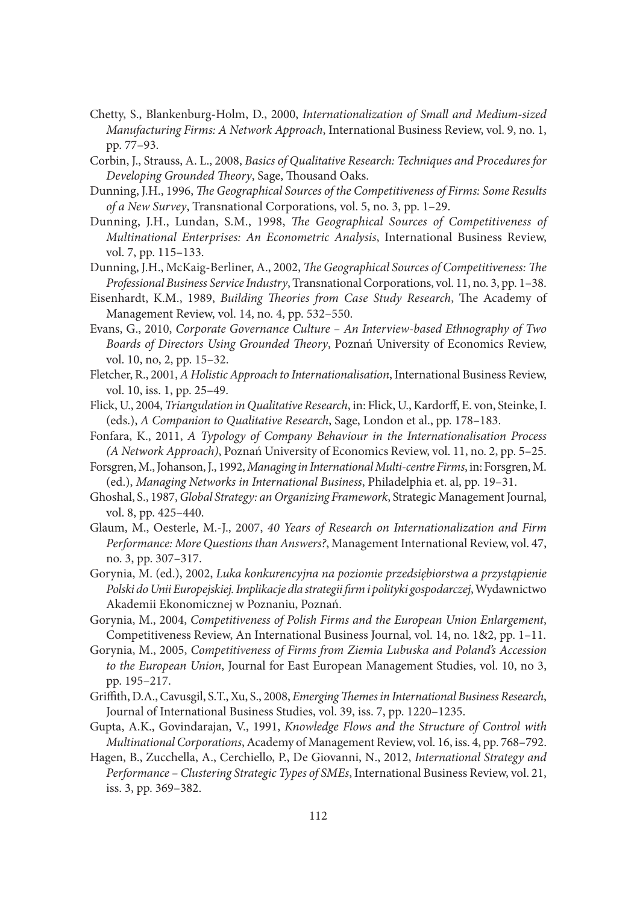Chetty, S., Blankenburg-Holm, D., 2000, *Internationalization of Small and Medium-sized Manufacturing Firms: A Network Approach*, International Business Review, vol. 9, no. 1, pp. 77–93.

Corbin, J., Strauss, A. L., 2008, *Basics of Qualitative Research: Techniques and Procedures for Developing Grounded Theory*, Sage, Thousand Oaks.

Dunning, J.H., 1996, *The Geographical Sources of the Competitiveness of Firms: Some Results of a New Survey*, Transnational Corporations, vol. 5, no. 3, pp. 1–29.

Dunning, J.H., Lundan, S.M., 1998, *The Geographical Sources of Competitiveness of Multinational Enterprises: An Econometric Analysis*, International Business Review, vol. 7, pp. 115–133.

Dunning, J.H., McKaig-Berliner, A., 2002, *The Geographical Sources of Competitiveness: The Professional Business Service Industry*, Transnational Corporations, vol. 11, no. 3, pp. 1–38.

Eisenhardt, K.M., 1989, *Building Theories from Case Study Research*, The Academy of Management Review, vol. 14, no. 4, pp. 532–550.

Evans, G., 2010, *Corporate Governance Culture – An Interview-based Ethnography of Two Boards of Directors Using Grounded Theory*, Poznań University of Economics Review, vol. 10, no, 2, pp. 15–32.

Fletcher, R., 2001, *A Holistic Approach to Internationalisation*, International Business Review, vol. 10, iss. 1, pp. 25–49.

Flick, U., 2004, *Triangulation in Qualitative Research*, in: Flick, U., Kardorff, E. von, Steinke, I. (eds.), *A Companion to Qualitative Research*, Sage, London et al., pp. 178–183.

Fonfara, K., 2011, *A Typology of Company Behaviour in the Internationalisation Process (A Network Approach)*, Poznań University of Economics Review, vol. 11, no. 2, pp. 5–25.

Forsgren, M., Johanson, J., 1992, *Managing in International Multi-centre Firms*, in: Forsgren, M. (ed.), *Managing Networks in International Business*, Philadelphia et. al, pp. 19–31.

Ghoshal, S., 1987, *Global Strategy: an Organizing Framework*, Strategic Management Journal, vol. 8, pp. 425–440.

Glaum, M., Oesterle, M.-J., 2007, *40 Years of Research on Internationalization and Firm Performance: More Questions than Answers?*, Management International Review, vol. 47, no. 3, pp. 307–317.

Gorynia, M. (ed.), 2002, *Luka konkurencyjna na poziomie przedsiębiorstwa a przystąpienie Polski do Unii Europejskiej. Implikacje dla strategii firm i polityki gospodarczej*, Wydawnictwo Akademii Ekonomicznej w Poznaniu, Poznań.

Gorynia, M., 2004, *Competitiveness of Polish Firms and the European Union Enlargement*, Competitiveness Review, An International Business Journal, vol. 14, no. 1&2, pp. 1–11.

Gorynia, M., 2005, *Competitiveness of Firms from Ziemia Lubuska and Poland's Accession to the European Union*, Journal for East European Management Studies, vol. 10, no 3, pp. 195–217.

Griffith, D.A., Cavusgil, S.T., Xu, S., 2008, *Emerging Themes in International Business Research*, Journal of International Business Studies, vol. 39, iss. 7, pp. 1220–1235.

Gupta, A.K., Govindarajan, V., 1991, *Knowledge Flows and the Structure of Control with Multinational Corporations*, Academy of Management Review, vol. 16, iss. 4, pp. 768–792.

Hagen, B., Zucchella, A., Cerchiello, P., De Giovanni, N., 2012, *International Strategy and Performance – Clustering Strategic Types of SMEs*, International Business Review, vol. 21, iss. 3, pp. 369–382.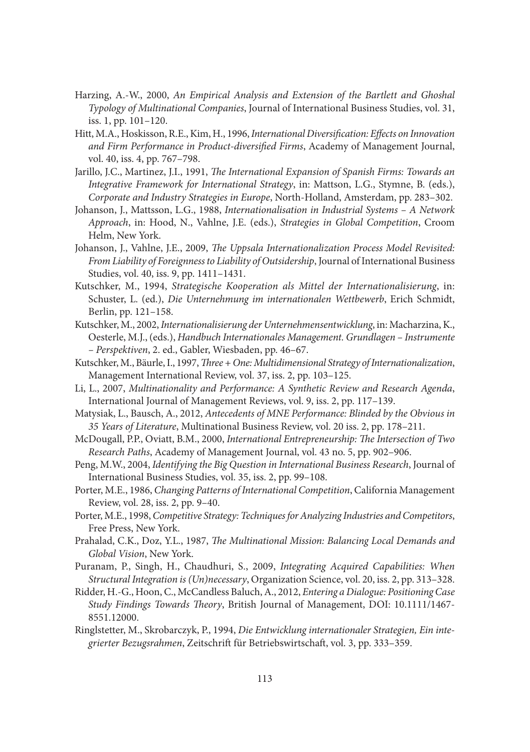Harzing, A.-W., 2000, *An Empirical Analysis and Extension of the Bartlett and Ghoshal Typology of Multinational Companies*, Journal of International Business Studies, vol. 31, iss. 1, pp. 101–120.

Hitt, M.A., Hoskisson, R.E., Kim, H., 1996, *International Diversification: Effects on Innovation and Firm Performance in Product-diversified Firms*, Academy of Management Journal, vol. 40, iss. 4, pp. 767–798.

Jarillo, J.C., Martinez, J.I., 1991, *The International Expansion of Spanish Firms: Towards an Integrative Framework for International Strategy*, in: Mattson, L.G., Stymne, B. (eds.), *Corporate and Industry Strategies in Europe*, North-Holland, Amsterdam, pp. 283–302.

Johanson, J., Mattsson, L.G., 1988, *Internationalisation in Industrial Systems – A Network Approach*, in: Hood, N., Vahlne, J.E. (eds.), *Strategies in Global Competition*, Croom Helm, New York.

Johanson, J., Vahlne, J.E., 2009, *The Uppsala Internationalization Process Model Revisited: From Liability of Foreignness to Liability of Outsidership*, Journal of International Business Studies, vol. 40, iss. 9, pp. 1411–1431.

Kutschker, M., 1994, *Strategische Kooperation als Mittel der Internationalisierung*, in: Schuster, L. (ed.), *Die Unternehmung im internationalen Wettbewerb*, Erich Schmidt, Berlin, pp. 121–158.

Kutschker, M., 2002, *Internationalisierung der Unternehmensentwicklung*, in: Macharzina, K., Oesterle, M.J., (eds.), *Handbuch Internationales Management. Grundlagen – Instrumente – Perspektiven*, 2. ed., Gabler, Wiesbaden, pp. 46–67.

Kutschker, M., Bäurle, I., 1997, *Three + One: Multidimensional Strategy of Internationalization*, Management International Review, vol. 37, iss. 2, pp. 103–125.

Li, L., 2007, *Multinationality and Performance: A Synthetic Review and Research Agenda*, International Journal of Management Reviews, vol. 9, iss. 2, pp. 117–139.

Matysiak, L., Bausch, A., 2012, *Antecedents of MNE Performance: Blinded by the Obvious in 35 Years of Literature*, Multinational Business Review, vol. 20 iss. 2, pp. 178–211.

McDougall, P.P., Oviatt, B.M., 2000, *International Entrepreneurship: The Intersection of Two Research Paths*, Academy of Management Journal, vol. 43 no. 5, pp. 902–906.

Peng, M.W., 2004, *Identifying the Big Question in International Business Research*, Journal of International Business Studies, vol. 35, iss. 2, pp. 99–108.

Porter, M.E., 1986, *Changing Patterns of International Competition*, California Management Review, vol. 28, iss. 2, pp. 9–40.

Porter, M.E., 1998, *Competitive Strategy: Techniques for Analyzing Industries and Competitors*, Free Press, New York.

Prahalad, C.K., Doz, Y.L., 1987, *The Multinational Mission: Balancing Local Demands and Global Vision*, New York.

Puranam, P., Singh, H., Chaudhuri, S., 2009, *Integrating Acquired Capabilities: When Structural Integration is (Un)necessary*, Organization Science, vol. 20, iss. 2, pp. 313–328.

Ridder, H.-G., Hoon, C., McCandless Baluch, A., 2012, *Entering a Dialogue: Positioning Case Study Findings Towards Theory*, British Journal of Management, DOI: 10.1111/1467-8551.12000.

Ringlstetter, M., Skrobarczyk, P., 1994, *Die Entwicklung internationaler Strategien, Ein integrierter Bezugsrahmen*, Zeitschrift für Betriebswirtschaft, vol. 3, pp. 333–359.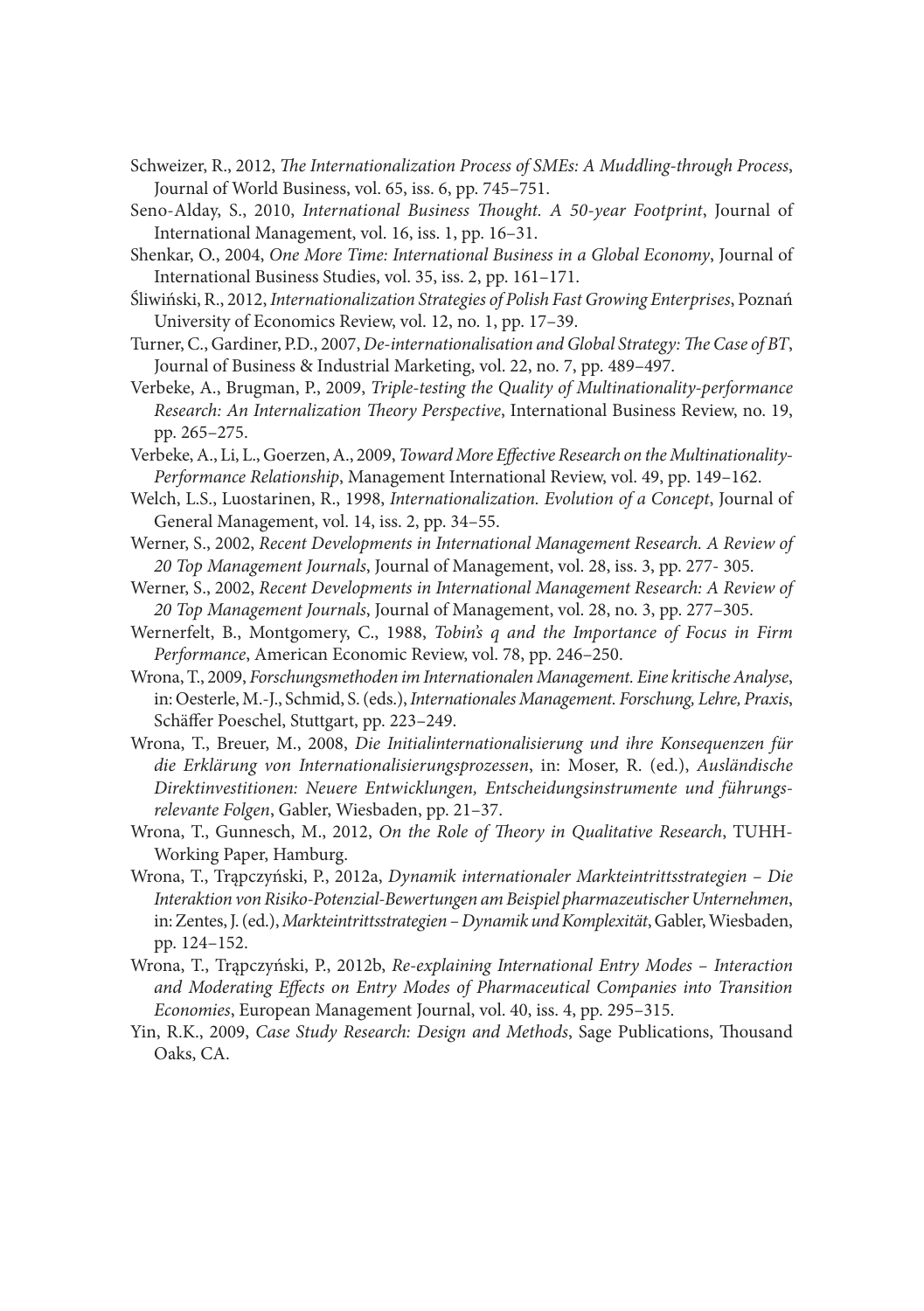Schweizer, R., 2012, *The Internationalization Process of SMEs: A Muddling-through Process*, Journal of World Business, vol. 65, iss. 6, pp. 745–751.

Seno-Alday, S., 2010, *International Business Thought. A 50-year Footprint*, Journal of International Management, vol. 16, iss. 1, pp. 16–31.

Shenkar, O., 2004, *One More Time: International Business in a Global Economy*, Journal of International Business Studies, vol. 35, iss. 2, pp. 161–171.

Śliwiński, R., 2012, *Internationalization Strategies of Polish Fast Growing Enterprises*, Poznań University of Economics Review, vol. 12, no. 1, pp. 17–39.

Turner, C., Gardiner, P.D., 2007, *De-internationalisation and Global Strategy: The Case of BT*, Journal of Business & Industrial Marketing, vol. 22, no. 7, pp. 489–497.

Verbeke, A., Brugman, P., 2009, *Triple-testing the Quality of Multinationality-performance Research: An Internalization Theory Perspective*, International Business Review, no. 19, pp. 265–275.

Verbeke, A., Li, L., Goerzen, A., 2009, *Toward More Effective Research on the Multinationality-Performance Relationship*, Management International Review, vol. 49, pp. 149–162.

Welch, L.S., Luostarinen, R., 1998, *Internationalization. Evolution of a Concept*, Journal of General Management, vol. 14, iss. 2, pp. 34–55.

Werner, S., 2002, *Recent Developments in International Management Research. A Review of 20 Top Management Journals*, Journal of Management, vol. 28, iss. 3, pp. 277- 305.

Werner, S., 2002, *Recent Developments in International Management Research: A Review of 20 Top Management Journals*, Journal of Management, vol. 28, no. 3, pp. 277–305.

Wernerfelt, B., Montgomery, C., 1988, *Tobin's q and the Importance of Focus in Firm Performance*, American Economic Review, vol. 78, pp. 246–250.

Wrona, T., 2009, *Forschungsmethoden im Internationalen Management. Eine kritische Analyse*, in: Oesterle, M.-J., Schmid, S. (eds.), *Internationales Management. Forschung, Lehre, Praxis*, Schäffer Poeschel, Stuttgart, pp. 223–249.

Wrona, T., Breuer, M., 2008, *Die Initialinternationalisierung und ihre Konsequenzen für die Erklärung von Internationalisierungsprozessen*, in: Moser, R. (ed.), *Ausländische Direktinvestitionen: Neuere Entwicklungen, Entscheidungsinstrumente und führungs-relevante Folgen*, Gabler, Wiesbaden, pp. 21–37.

Wrona, T., Gunnesch, M., 2012, *On the Role of Theory in Qualitative Research*, TUHH-Working Paper, Hamburg.

Wrona, T., Trąpczyński, P., 2012a, *Dynamik internationaler Markteintrittsstrategien – Die Interaktion von Risiko-Potenzial-Bewertungen am Beispiel pharmazeutischer Unternehmen*, in: Zentes, J. (ed.), *Markteintrittsstrategien – Dynamik und Komplexität*, Gabler, Wiesbaden, pp. 124–152.

Wrona, T., Trąpczyński, P., 2012b, *Re-explaining International Entry Modes – Interaction and Moderating Effects on Entry Modes of Pharmaceutical Companies into Transition Economies*, European Management Journal, vol. 40, iss. 4, pp. 295–315.

Yin, R.K., 2009, *Case Study Research: Design and Methods*, Sage Publications, Thousand Oaks, CA.